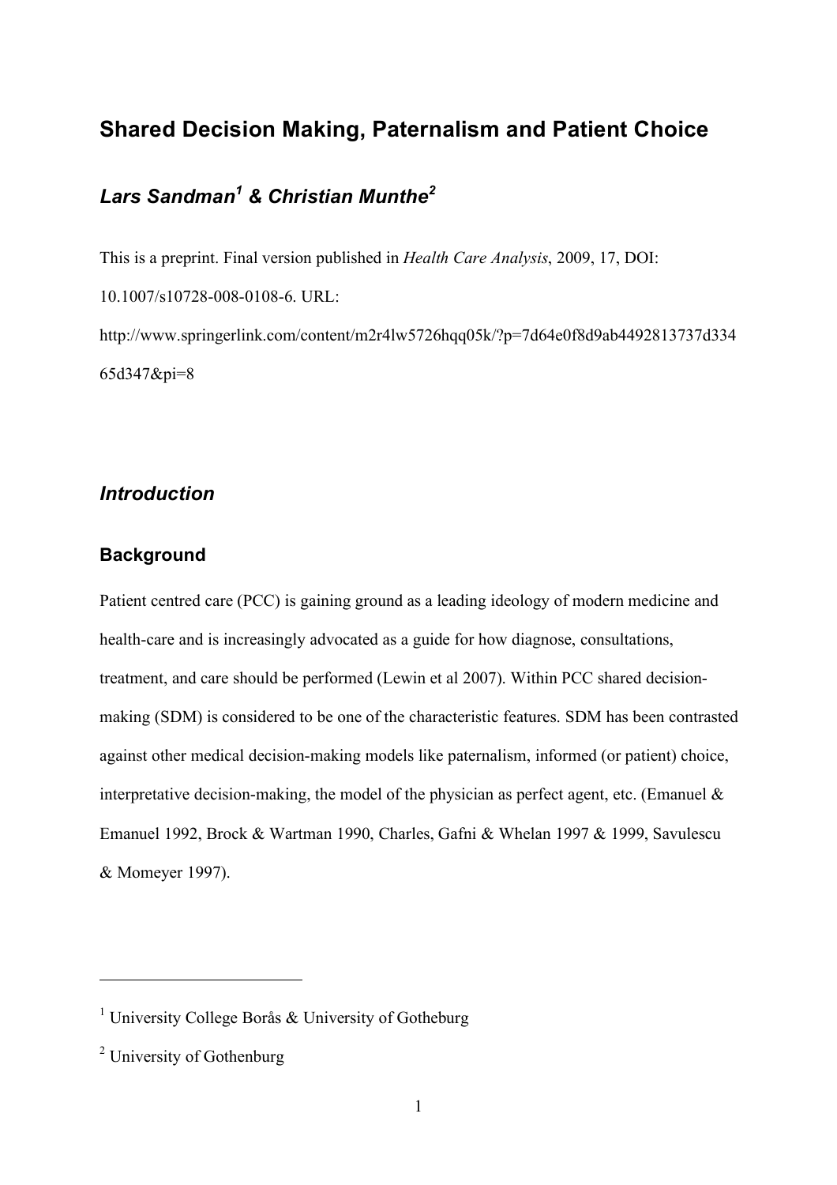# Shared Decision Making, Paternalism and Patient Choice

## *Lars Sandman[1] & Christian Munthe[2]*

This is a preprint. Final version published in *Health Care Analysis*, 2009, 17, DOI: 10.1007/s10728-008-0108-6. URL: http://www.springerlink.com/content/m2r4lw5726hqq05k/?p=7d64e0f8d9ab4492813737d33465d347&pi=8

## *Introduction*

### Background

Patient centred care (PCC) is gaining ground as a leading ideology of modern medicine and health-care and is increasingly advocated as a guide for how diagnose, consultations, treatment, and care should be performed (Lewin et al 2007). Within PCC shared decision-making (SDM) is considered to be one of the characteristic features. SDM has been contrasted against other medical decision-making models like paternalism, informed (or patient) choice, interpretative decision-making, the model of the physician as perfect agent, etc. (Emanuel & Emanuel 1992, Brock & Wartman 1990, Charles, Gafni & Whelan 1997 & 1999, Savulescu & Momeyer 1997).

---

[1] University College Borås & University of Gotheburg

[2] University of Gothenburg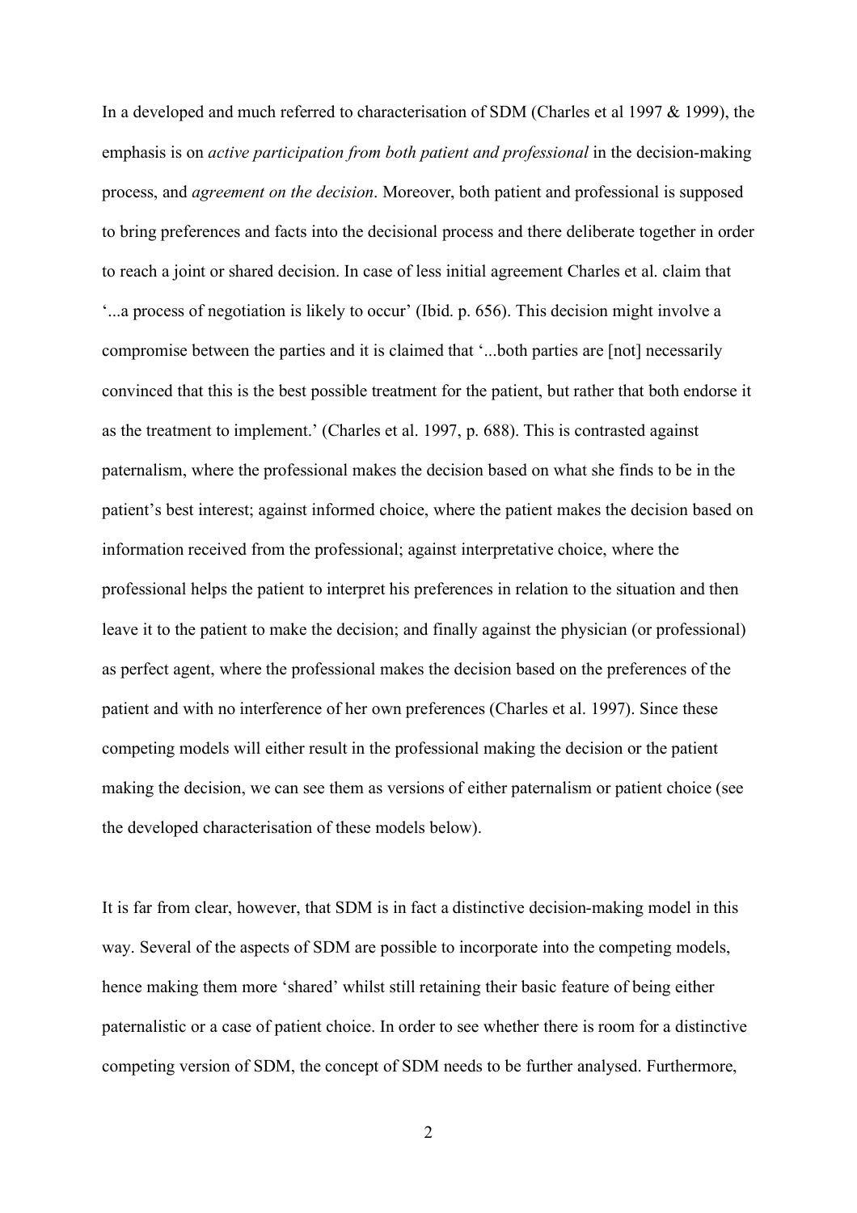In a developed and much referred to characterisation of SDM (Charles et al 1997 & 1999), the emphasis is on *active participation from both patient and professional* in the decision-making process, and *agreement on the decision*. Moreover, both patient and professional is supposed to bring preferences and facts into the decisional process and there deliberate together in order to reach a joint or shared decision. In case of less initial agreement Charles et al. claim that '...a process of negotiation is likely to occur' (Ibid. p. 656). This decision might involve a compromise between the parties and it is claimed that '...both parties are [not] necessarily convinced that this is the best possible treatment for the patient, but rather that both endorse it as the treatment to implement.' (Charles et al. 1997, p. 688). This is contrasted against paternalism, where the professional makes the decision based on what she finds to be in the patient's best interest; against informed choice, where the patient makes the decision based on information received from the professional; against interpretative choice, where the professional helps the patient to interpret his preferences in relation to the situation and then leave it to the patient to make the decision; and finally against the physician (or professional) as perfect agent, where the professional makes the decision based on the preferences of the patient and with no interference of her own preferences (Charles et al. 1997). Since these competing models will either result in the professional making the decision or the patient making the decision, we can see them as versions of either paternalism or patient choice (see the developed characterisation of these models below).

It is far from clear, however, that SDM is in fact a distinctive decision-making model in this way. Several of the aspects of SDM are possible to incorporate into the competing models, hence making them more 'shared' whilst still retaining their basic feature of being either paternalistic or a case of patient choice. In order to see whether there is room for a distinctive competing version of SDM, the concept of SDM needs to be further analysed. Furthermore,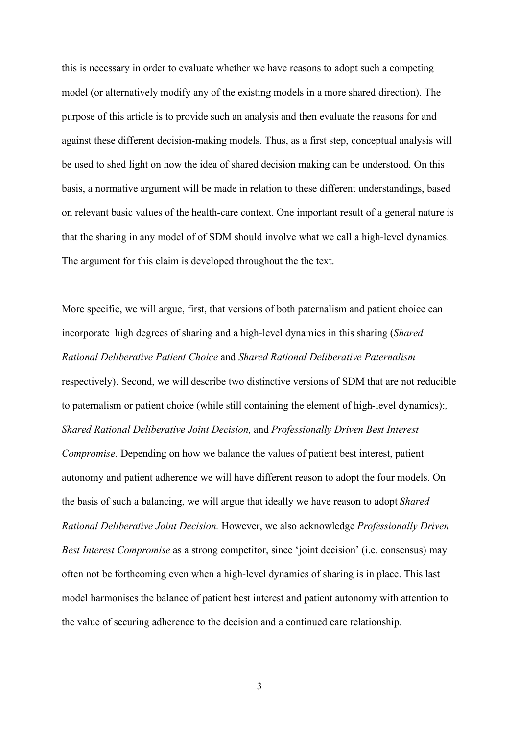this is necessary in order to evaluate whether we have reasons to adopt such a competing model (or alternatively modify any of the existing models in a more shared direction). The purpose of this article is to provide such an analysis and then evaluate the reasons for and against these different decision-making models. Thus, as a first step, conceptual analysis will be used to shed light on how the idea of shared decision making can be understood. On this basis, a normative argument will be made in relation to these different understandings, based on relevant basic values of the health-care context. One important result of a general nature is that the sharing in any model of of SDM should involve what we call a high-level dynamics. The argument for this claim is developed throughout the the text.

More specific, we will argue, first, that versions of both paternalism and patient choice can incorporate high degrees of sharing and a high-level dynamics in this sharing (*Shared Rational Deliberative Patient Choice* and *Shared Rational Deliberative Paternalism* respectively). Second, we will describe two distinctive versions of SDM that are not reducible to paternalism or patient choice (while still containing the element of high-level dynamics):*,* *Shared Rational Deliberative Joint Decision,* and *Professionally Driven Best Interest Compromise.* Depending on how we balance the values of patient best interest, patient autonomy and patient adherence we will have different reason to adopt the four models. On the basis of such a balancing, we will argue that ideally we have reason to adopt *Shared Rational Deliberative Joint Decision.* However, we also acknowledge *Professionally Driven Best Interest Compromise* as a strong competitor, since 'joint decision' (i.e. consensus) may often not be forthcoming even when a high-level dynamics of sharing is in place. This last model harmonises the balance of patient best interest and patient autonomy with attention to the value of securing adherence to the decision and a continued care relationship.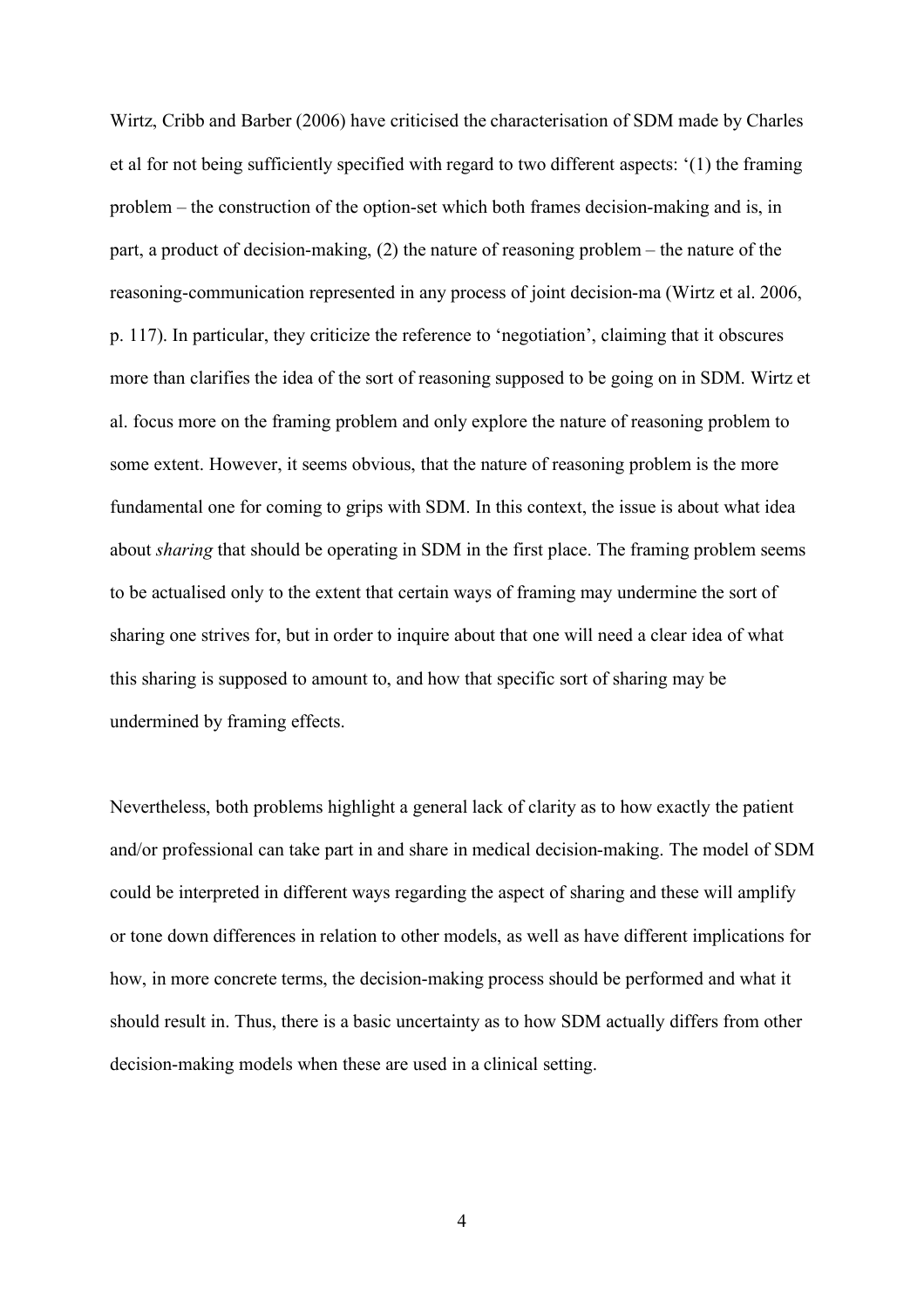Wirtz, Cribb and Barber (2006) have criticised the characterisation of SDM made by Charles et al for not being sufficiently specified with regard to two different aspects: '(1) the framing problem – the construction of the option-set which both frames decision-making and is, in part, a product of decision-making, (2) the nature of reasoning problem – the nature of the reasoning-communication represented in any process of joint decision-ma (Wirtz et al. 2006, p. 117). In particular, they criticize the reference to 'negotiation', claiming that it obscures more than clarifies the idea of the sort of reasoning supposed to be going on in SDM. Wirtz et al. focus more on the framing problem and only explore the nature of reasoning problem to some extent. However, it seems obvious, that the nature of reasoning problem is the more fundamental one for coming to grips with SDM. In this context, the issue is about what idea about *sharing* that should be operating in SDM in the first place. The framing problem seems to be actualised only to the extent that certain ways of framing may undermine the sort of sharing one strives for, but in order to inquire about that one will need a clear idea of what this sharing is supposed to amount to, and how that specific sort of sharing may be undermined by framing effects.

Nevertheless, both problems highlight a general lack of clarity as to how exactly the patient and/or professional can take part in and share in medical decision-making. The model of SDM could be interpreted in different ways regarding the aspect of sharing and these will amplify or tone down differences in relation to other models, as well as have different implications for how, in more concrete terms, the decision-making process should be performed and what it should result in. Thus, there is a basic uncertainty as to how SDM actually differs from other decision-making models when these are used in a clinical setting.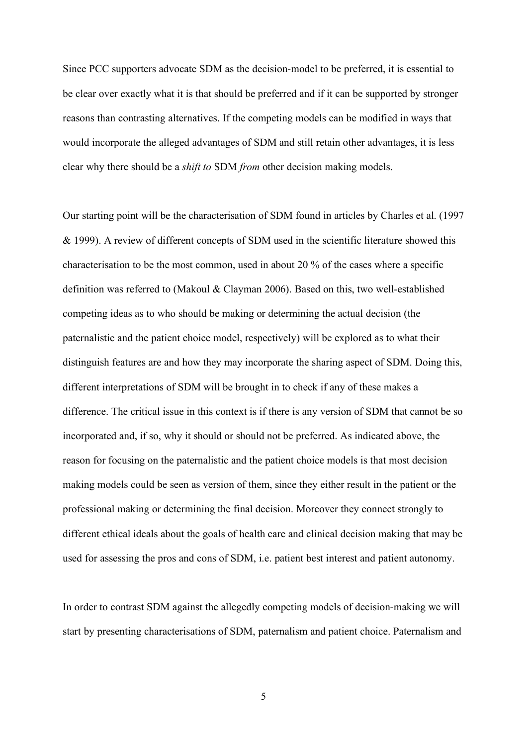Since PCC supporters advocate SDM as the decision-model to be preferred, it is essential to be clear over exactly what it is that should be preferred and if it can be supported by stronger reasons than contrasting alternatives. If the competing models can be modified in ways that would incorporate the alleged advantages of SDM and still retain other advantages, it is less clear why there should be a *shift to* SDM *from* other decision making models.

Our starting point will be the characterisation of SDM found in articles by Charles et al. (1997 & 1999). A review of different concepts of SDM used in the scientific literature showed this characterisation to be the most common, used in about 20 % of the cases where a specific definition was referred to (Makoul & Clayman 2006). Based on this, two well-established competing ideas as to who should be making or determining the actual decision (the paternalistic and the patient choice model, respectively) will be explored as to what their distinguish features are and how they may incorporate the sharing aspect of SDM. Doing this, different interpretations of SDM will be brought in to check if any of these makes a difference. The critical issue in this context is if there is any version of SDM that cannot be so incorporated and, if so, why it should or should not be preferred. As indicated above, the reason for focusing on the paternalistic and the patient choice models is that most decision making models could be seen as version of them, since they either result in the patient or the professional making or determining the final decision. Moreover they connect strongly to different ethical ideals about the goals of health care and clinical decision making that may be used for assessing the pros and cons of SDM, i.e. patient best interest and patient autonomy.

In order to contrast SDM against the allegedly competing models of decision-making we will start by presenting characterisations of SDM, paternalism and patient choice. Paternalism and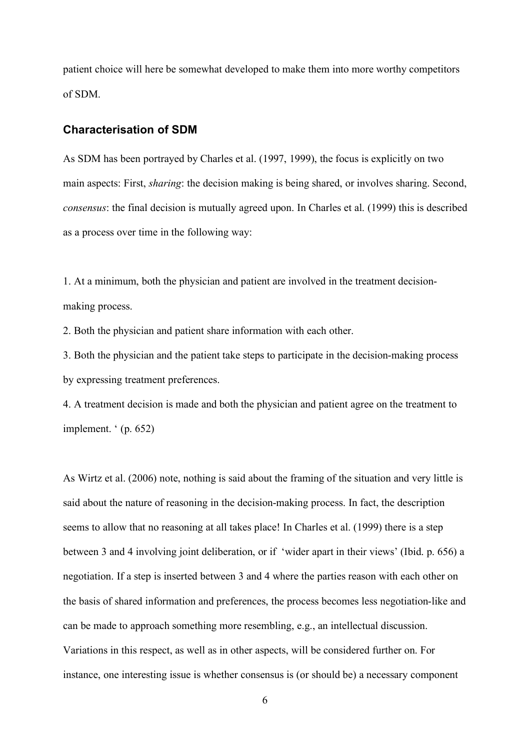patient choice will here be somewhat developed to make them into more worthy competitors of SDM.

## Characterisation of SDM

As SDM has been portrayed by Charles et al. (1997, 1999), the focus is explicitly on two main aspects: First, *sharing*: the decision making is being shared, or involves sharing. Second, *consensus*: the final decision is mutually agreed upon. In Charles et al. (1999) this is described as a process over time in the following way:

1. At a minimum, both the physician and patient are involved in the treatment decision-making process.
2. Both the physician and patient share information with each other.
3. Both the physician and the patient take steps to participate in the decision-making process by expressing treatment preferences.
4. A treatment decision is made and both the physician and patient agree on the treatment to implement. ' (p. 652)

As Wirtz et al. (2006) note, nothing is said about the framing of the situation and very little is said about the nature of reasoning in the decision-making process. In fact, the description seems to allow that no reasoning at all takes place! In Charles et al. (1999) there is a step between 3 and 4 involving joint deliberation, or if 'wider apart in their views' (Ibid. p. 656) a negotiation. If a step is inserted between 3 and 4 where the parties reason with each other on the basis of shared information and preferences, the process becomes less negotiation-like and can be made to approach something more resembling, e.g., an intellectual discussion. Variations in this respect, as well as in other aspects, will be considered further on. For instance, one interesting issue is whether consensus is (or should be) a necessary component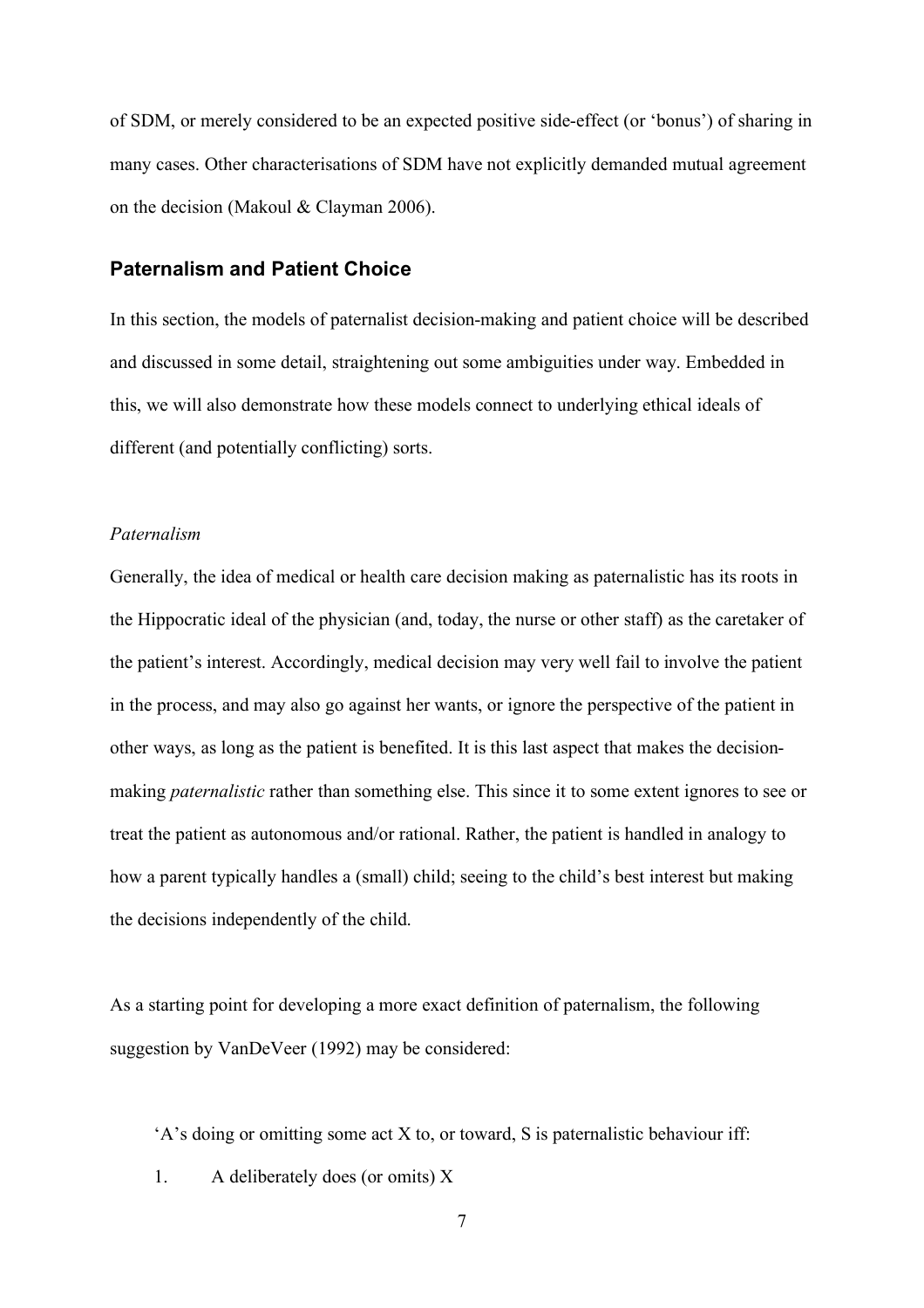of SDM, or merely considered to be an expected positive side-effect (or 'bonus') of sharing in many cases. Other characterisations of SDM have not explicitly demanded mutual agreement on the decision (Makoul & Clayman 2006).

## Paternalism and Patient Choice

In this section, the models of paternalist decision-making and patient choice will be described and discussed in some detail, straightening out some ambiguities under way. Embedded in this, we will also demonstrate how these models connect to underlying ethical ideals of different (and potentially conflicting) sorts.

### *Paternalism*

Generally, the idea of medical or health care decision making as paternalistic has its roots in the Hippocratic ideal of the physician (and, today, the nurse or other staff) as the caretaker of the patient's interest. Accordingly, medical decision may very well fail to involve the patient in the process, and may also go against her wants, or ignore the perspective of the patient in other ways, as long as the patient is benefited. It is this last aspect that makes the decision-making *paternalistic* rather than something else. This since it to some extent ignores to see or treat the patient as autonomous and/or rational. Rather, the patient is handled in analogy to how a parent typically handles a (small) child; seeing to the child's best interest but making the decisions independently of the child.

As a starting point for developing a more exact definition of paternalism, the following suggestion by VanDeVeer (1992) may be considered:

> 'A's doing or omitting some act X to, or toward, S is paternalistic behaviour iff:
>
> 1. A deliberately does (or omits) X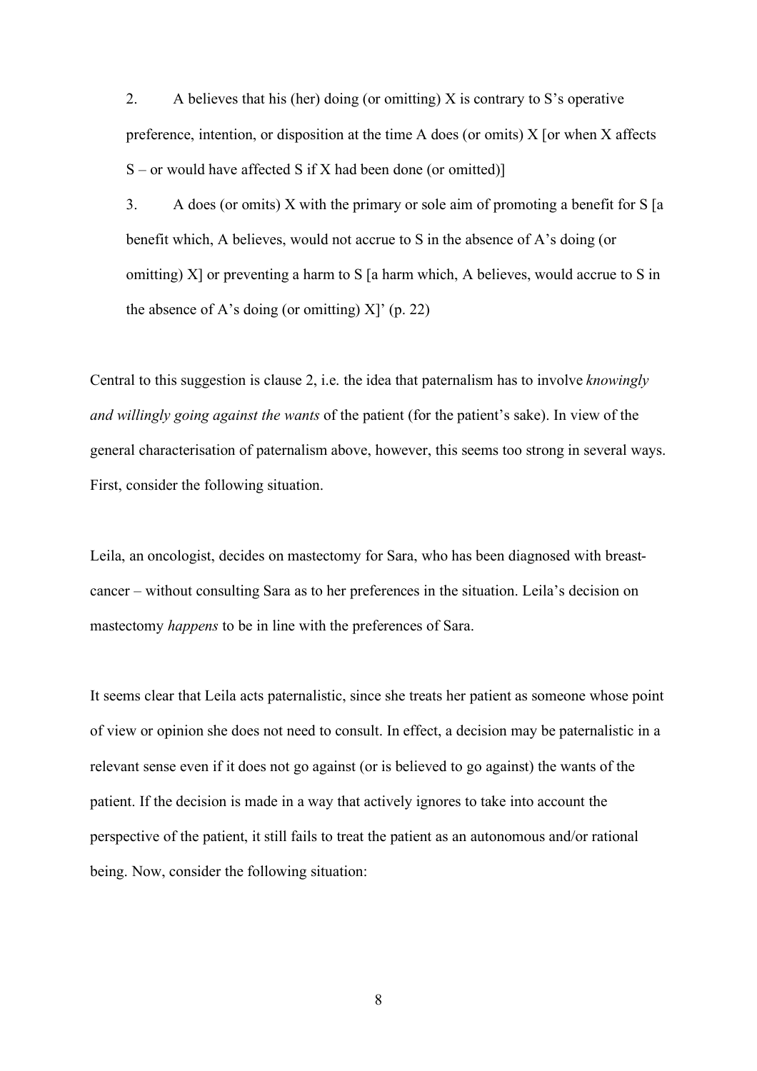2. A believes that his (her) doing (or omitting) X is contrary to S's operative preference, intention, or disposition at the time A does (or omits) X [or when X affects S – or would have affected S if X had been done (or omitted)]

3. A does (or omits) X with the primary or sole aim of promoting a benefit for S [a benefit which, A believes, would not accrue to S in the absence of A's doing (or omitting) X] or preventing a harm to S [a harm which, A believes, would accrue to S in the absence of A's doing (or omitting) X]' (p. 22)

Central to this suggestion is clause 2, i.e. the idea that paternalism has to involve *knowingly and willingly going against the wants* of the patient (for the patient's sake). In view of the general characterisation of paternalism above, however, this seems too strong in several ways. First, consider the following situation.

Leila, an oncologist, decides on mastectomy for Sara, who has been diagnosed with breast-cancer – without consulting Sara as to her preferences in the situation. Leila's decision on mastectomy *happens* to be in line with the preferences of Sara.

It seems clear that Leila acts paternalistic, since she treats her patient as someone whose point of view or opinion she does not need to consult. In effect, a decision may be paternalistic in a relevant sense even if it does not go against (or is believed to go against) the wants of the patient. If the decision is made in a way that actively ignores to take into account the perspective of the patient, it still fails to treat the patient as an autonomous and/or rational being. Now, consider the following situation: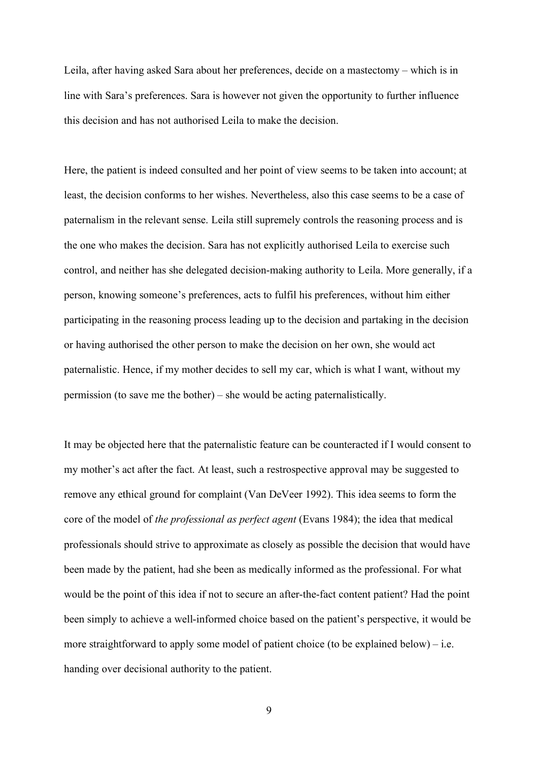Leila, after having asked Sara about her preferences, decide on a mastectomy – which is in line with Sara's preferences. Sara is however not given the opportunity to further influence this decision and has not authorised Leila to make the decision.

Here, the patient is indeed consulted and her point of view seems to be taken into account; at least, the decision conforms to her wishes. Nevertheless, also this case seems to be a case of paternalism in the relevant sense. Leila still supremely controls the reasoning process and is the one who makes the decision. Sara has not explicitly authorised Leila to exercise such control, and neither has she delegated decision-making authority to Leila. More generally, if a person, knowing someone's preferences, acts to fulfil his preferences, without him either participating in the reasoning process leading up to the decision and partaking in the decision or having authorised the other person to make the decision on her own, she would act paternalistic. Hence, if my mother decides to sell my car, which is what I want, without my permission (to save me the bother) – she would be acting paternalistically.

It may be objected here that the paternalistic feature can be counteracted if I would consent to my mother's act after the fact. At least, such a restrospective approval may be suggested to remove any ethical ground for complaint (Van DeVeer 1992). This idea seems to form the core of the model of *the professional as perfect agent* (Evans 1984); the idea that medical professionals should strive to approximate as closely as possible the decision that would have been made by the patient, had she been as medically informed as the professional. For what would be the point of this idea if not to secure an after-the-fact content patient? Had the point been simply to achieve a well-informed choice based on the patient's perspective, it would be more straightforward to apply some model of patient choice (to be explained below) – i.e. handing over decisional authority to the patient.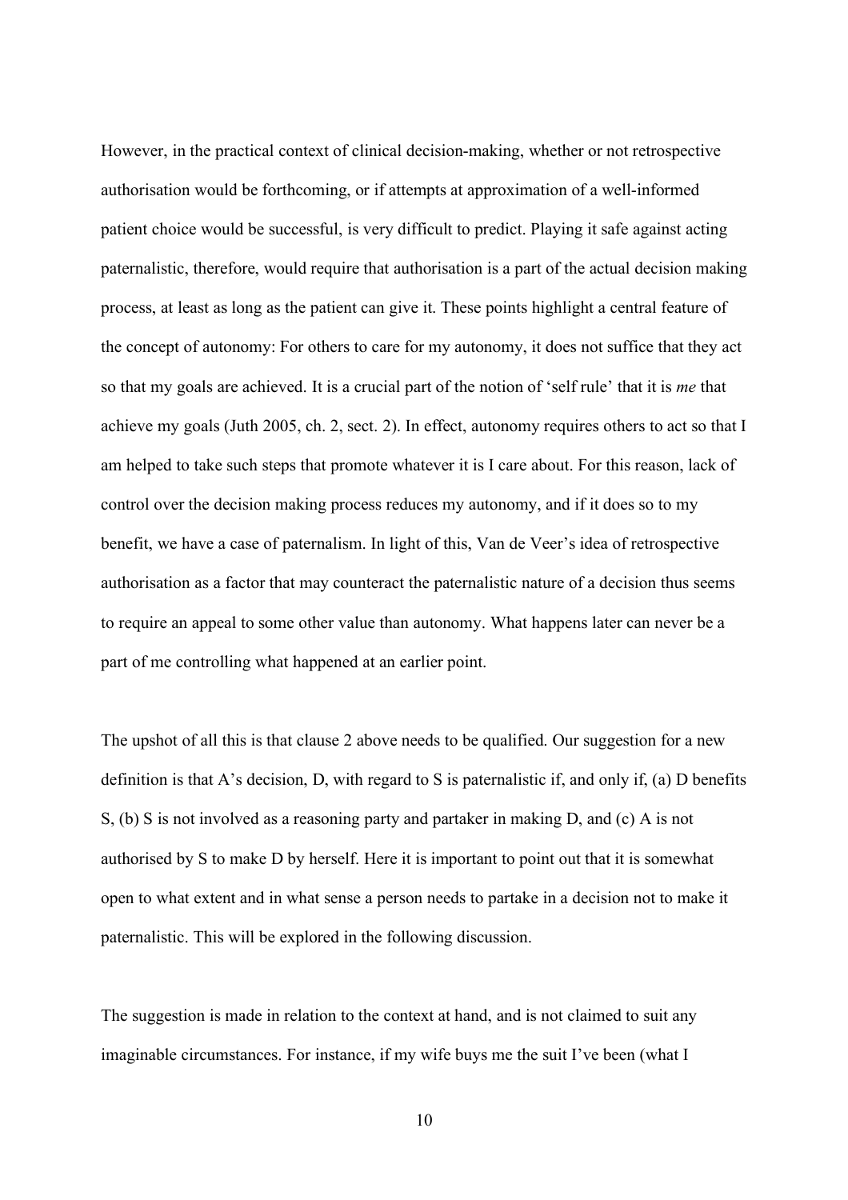However, in the practical context of clinical decision-making, whether or not retrospective authorisation would be forthcoming, or if attempts at approximation of a well-informed patient choice would be successful, is very difficult to predict. Playing it safe against acting paternalistic, therefore, would require that authorisation is a part of the actual decision making process, at least as long as the patient can give it. These points highlight a central feature of the concept of autonomy: For others to care for my autonomy, it does not suffice that they act so that my goals are achieved. It is a crucial part of the notion of 'self rule' that it is *me* that achieve my goals (Juth 2005, ch. 2, sect. 2). In effect, autonomy requires others to act so that I am helped to take such steps that promote whatever it is I care about. For this reason, lack of control over the decision making process reduces my autonomy, and if it does so to my benefit, we have a case of paternalism. In light of this, Van de Veer's idea of retrospective authorisation as a factor that may counteract the paternalistic nature of a decision thus seems to require an appeal to some other value than autonomy. What happens later can never be a part of me controlling what happened at an earlier point.

The upshot of all this is that clause 2 above needs to be qualified. Our suggestion for a new definition is that A's decision, D, with regard to S is paternalistic if, and only if, (a) D benefits S, (b) S is not involved as a reasoning party and partaker in making D, and (c) A is not authorised by S to make D by herself. Here it is important to point out that it is somewhat open to what extent and in what sense a person needs to partake in a decision not to make it paternalistic. This will be explored in the following discussion.

The suggestion is made in relation to the context at hand, and is not claimed to suit any imaginable circumstances. For instance, if my wife buys me the suit I've been (what I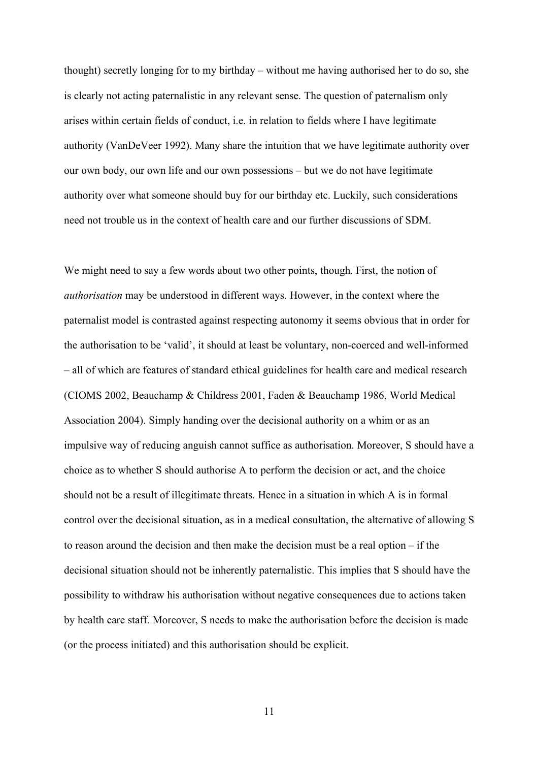thought) secretly longing for to my birthday – without me having authorised her to do so, she is clearly not acting paternalistic in any relevant sense. The question of paternalism only arises within certain fields of conduct, i.e. in relation to fields where I have legitimate authority (VanDeVeer 1992). Many share the intuition that we have legitimate authority over our own body, our own life and our own possessions – but we do not have legitimate authority over what someone should buy for our birthday etc. Luckily, such considerations need not trouble us in the context of health care and our further discussions of SDM.

We might need to say a few words about two other points, though. First, the notion of *authorisation* may be understood in different ways. However, in the context where the paternalist model is contrasted against respecting autonomy it seems obvious that in order for the authorisation to be 'valid', it should at least be voluntary, non-coerced and well-informed – all of which are features of standard ethical guidelines for health care and medical research (CIOMS 2002, Beauchamp & Childress 2001, Faden & Beauchamp 1986, World Medical Association 2004). Simply handing over the decisional authority on a whim or as an impulsive way of reducing anguish cannot suffice as authorisation. Moreover, S should have a choice as to whether S should authorise A to perform the decision or act, and the choice should not be a result of illegitimate threats. Hence in a situation in which A is in formal control over the decisional situation, as in a medical consultation, the alternative of allowing S to reason around the decision and then make the decision must be a real option – if the decisional situation should not be inherently paternalistic. This implies that S should have the possibility to withdraw his authorisation without negative consequences due to actions taken by health care staff. Moreover, S needs to make the authorisation before the decision is made (or the process initiated) and this authorisation should be explicit.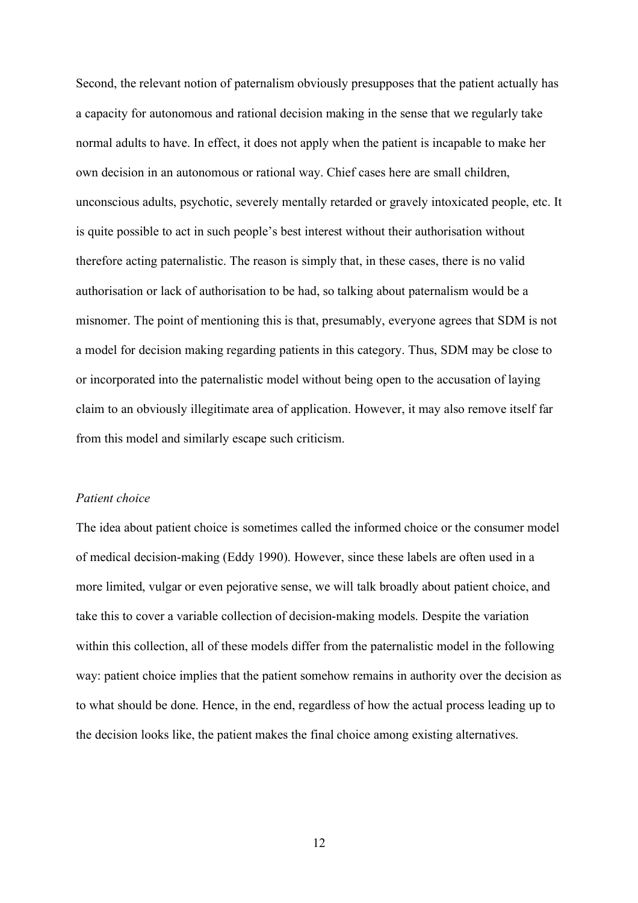Second, the relevant notion of paternalism obviously presupposes that the patient actually has a capacity for autonomous and rational decision making in the sense that we regularly take normal adults to have. In effect, it does not apply when the patient is incapable to make her own decision in an autonomous or rational way. Chief cases here are small children, unconscious adults, psychotic, severely mentally retarded or gravely intoxicated people, etc. It is quite possible to act in such people's best interest without their authorisation without therefore acting paternalistic. The reason is simply that, in these cases, there is no valid authorisation or lack of authorisation to be had, so talking about paternalism would be a misnomer. The point of mentioning this is that, presumably, everyone agrees that SDM is not a model for decision making regarding patients in this category. Thus, SDM may be close to or incorporated into the paternalistic model without being open to the accusation of laying claim to an obviously illegitimate area of application. However, it may also remove itself far from this model and similarly escape such criticism.

*Patient choice*

The idea about patient choice is sometimes called the informed choice or the consumer model of medical decision-making (Eddy 1990). However, since these labels are often used in a more limited, vulgar or even pejorative sense, we will talk broadly about patient choice, and take this to cover a variable collection of decision-making models. Despite the variation within this collection, all of these models differ from the paternalistic model in the following way: patient choice implies that the patient somehow remains in authority over the decision as to what should be done. Hence, in the end, regardless of how the actual process leading up to the decision looks like, the patient makes the final choice among existing alternatives.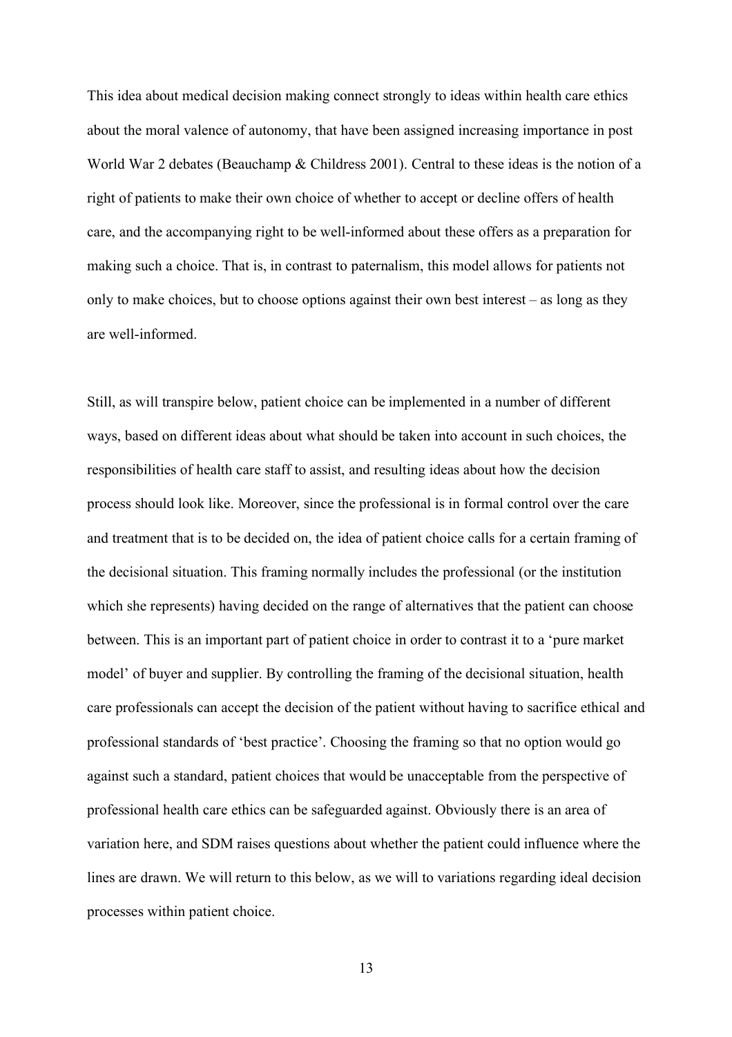This idea about medical decision making connect strongly to ideas within health care ethics about the moral valence of autonomy, that have been assigned increasing importance in post World War 2 debates (Beauchamp & Childress 2001). Central to these ideas is the notion of a right of patients to make their own choice of whether to accept or decline offers of health care, and the accompanying right to be well-informed about these offers as a preparation for making such a choice. That is, in contrast to paternalism, this model allows for patients not only to make choices, but to choose options against their own best interest – as long as they are well-informed.

Still, as will transpire below, patient choice can be implemented in a number of different ways, based on different ideas about what should be taken into account in such choices, the responsibilities of health care staff to assist, and resulting ideas about how the decision process should look like. Moreover, since the professional is in formal control over the care and treatment that is to be decided on, the idea of patient choice calls for a certain framing of the decisional situation. This framing normally includes the professional (or the institution which she represents) having decided on the range of alternatives that the patient can choose between. This is an important part of patient choice in order to contrast it to a 'pure market model' of buyer and supplier. By controlling the framing of the decisional situation, health care professionals can accept the decision of the patient without having to sacrifice ethical and professional standards of 'best practice'. Choosing the framing so that no option would go against such a standard, patient choices that would be unacceptable from the perspective of professional health care ethics can be safeguarded against. Obviously there is an area of variation here, and SDM raises questions about whether the patient could influence where the lines are drawn. We will return to this below, as we will to variations regarding ideal decision processes within patient choice.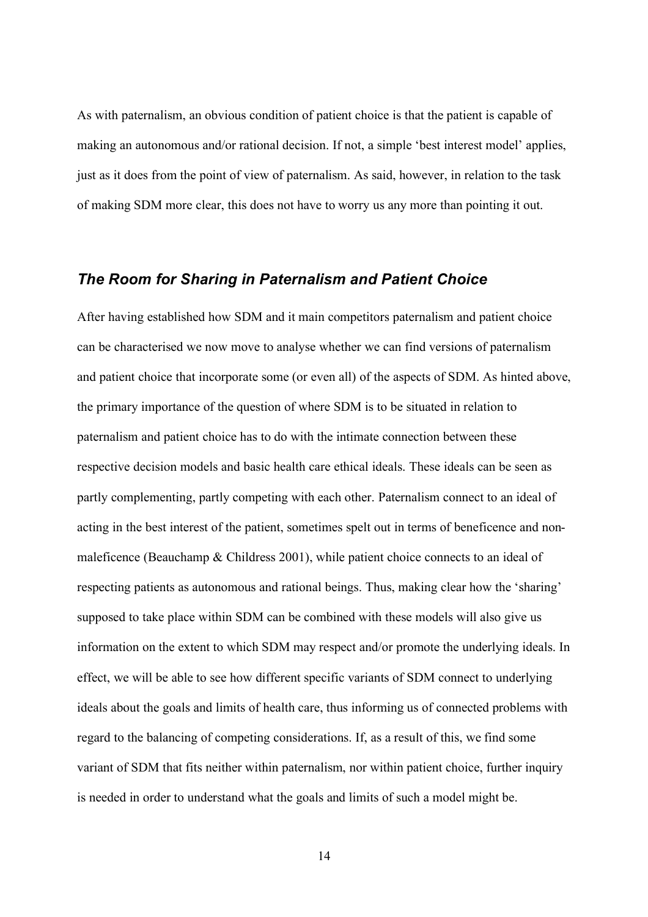As with paternalism, an obvious condition of patient choice is that the patient is capable of making an autonomous and/or rational decision. If not, a simple 'best interest model' applies, just as it does from the point of view of paternalism. As said, however, in relation to the task of making SDM more clear, this does not have to worry us any more than pointing it out.

## *The Room for Sharing in Paternalism and Patient Choice*

After having established how SDM and it main competitors paternalism and patient choice can be characterised we now move to analyse whether we can find versions of paternalism and patient choice that incorporate some (or even all) of the aspects of SDM. As hinted above, the primary importance of the question of where SDM is to be situated in relation to paternalism and patient choice has to do with the intimate connection between these respective decision models and basic health care ethical ideals. These ideals can be seen as partly complementing, partly competing with each other. Paternalism connect to an ideal of acting in the best interest of the patient, sometimes spelt out in terms of beneficence and non-maleficence (Beauchamp & Childress 2001), while patient choice connects to an ideal of respecting patients as autonomous and rational beings. Thus, making clear how the 'sharing' supposed to take place within SDM can be combined with these models will also give us information on the extent to which SDM may respect and/or promote the underlying ideals. In effect, we will be able to see how different specific variants of SDM connect to underlying ideals about the goals and limits of health care, thus informing us of connected problems with regard to the balancing of competing considerations. If, as a result of this, we find some variant of SDM that fits neither within paternalism, nor within patient choice, further inquiry is needed in order to understand what the goals and limits of such a model might be.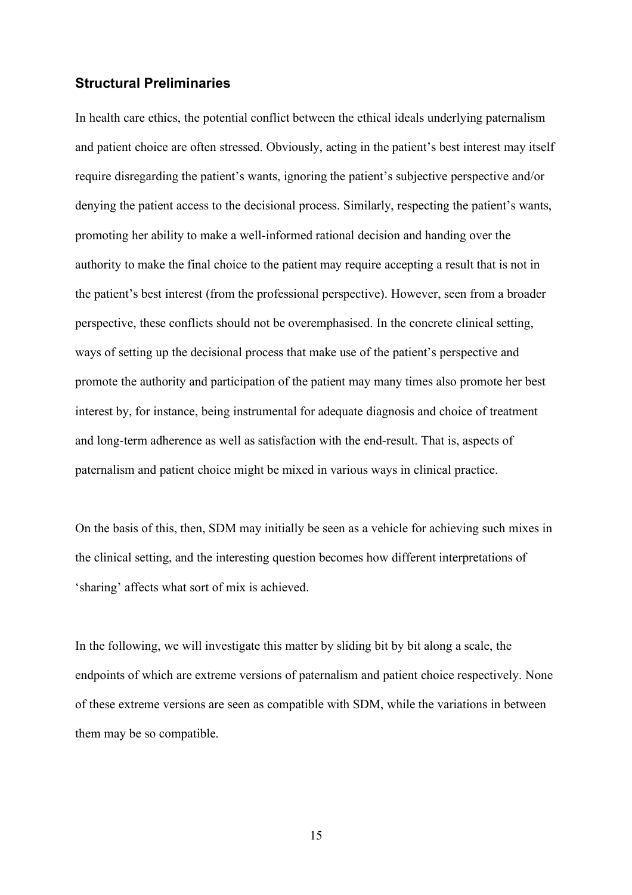## Structural Preliminaries

In health care ethics, the potential conflict between the ethical ideals underlying paternalism and patient choice are often stressed. Obviously, acting in the patient's best interest may itself require disregarding the patient's wants, ignoring the patient's subjective perspective and/or denying the patient access to the decisional process. Similarly, respecting the patient's wants, promoting her ability to make a well-informed rational decision and handing over the authority to make the final choice to the patient may require accepting a result that is not in the patient's best interest (from the professional perspective). However, seen from a broader perspective, these conflicts should not be overemphasised. In the concrete clinical setting, ways of setting up the decisional process that make use of the patient's perspective and promote the authority and participation of the patient may many times also promote her best interest by, for instance, being instrumental for adequate diagnosis and choice of treatment and long-term adherence as well as satisfaction with the end-result. That is, aspects of paternalism and patient choice might be mixed in various ways in clinical practice.

On the basis of this, then, SDM may initially be seen as a vehicle for achieving such mixes in the clinical setting, and the interesting question becomes how different interpretations of 'sharing' affects what sort of mix is achieved.

In the following, we will investigate this matter by sliding bit by bit along a scale, the endpoints of which are extreme versions of paternalism and patient choice respectively. None of these extreme versions are seen as compatible with SDM, while the variations in between them may be so compatible.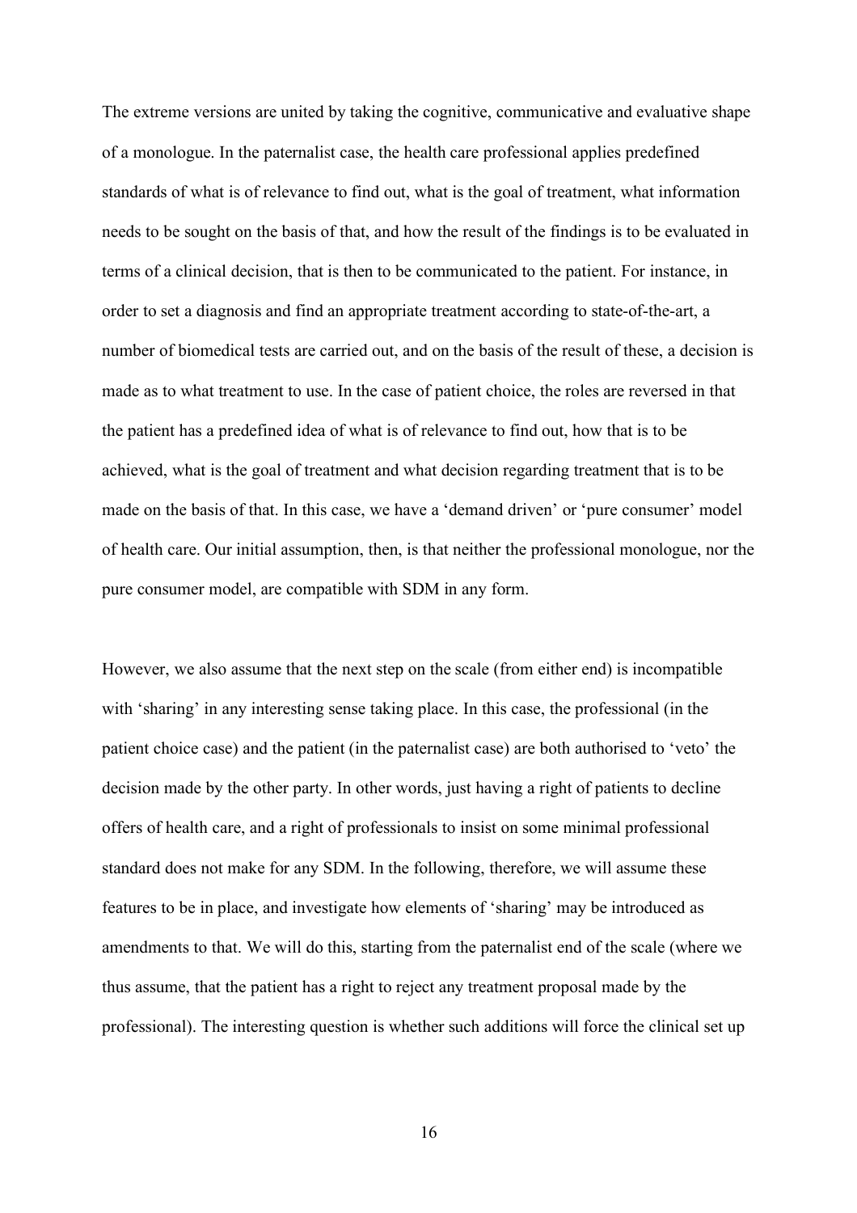The extreme versions are united by taking the cognitive, communicative and evaluative shape of a monologue. In the paternalist case, the health care professional applies predefined standards of what is of relevance to find out, what is the goal of treatment, what information needs to be sought on the basis of that, and how the result of the findings is to be evaluated in terms of a clinical decision, that is then to be communicated to the patient. For instance, in order to set a diagnosis and find an appropriate treatment according to state-of-the-art, a number of biomedical tests are carried out, and on the basis of the result of these, a decision is made as to what treatment to use. In the case of patient choice, the roles are reversed in that the patient has a predefined idea of what is of relevance to find out, how that is to be achieved, what is the goal of treatment and what decision regarding treatment that is to be made on the basis of that. In this case, we have a 'demand driven' or 'pure consumer' model of health care. Our initial assumption, then, is that neither the professional monologue, nor the pure consumer model, are compatible with SDM in any form.

However, we also assume that the next step on the scale (from either end) is incompatible with 'sharing' in any interesting sense taking place. In this case, the professional (in the patient choice case) and the patient (in the paternalist case) are both authorised to 'veto' the decision made by the other party. In other words, just having a right of patients to decline offers of health care, and a right of professionals to insist on some minimal professional standard does not make for any SDM. In the following, therefore, we will assume these features to be in place, and investigate how elements of 'sharing' may be introduced as amendments to that. We will do this, starting from the paternalist end of the scale (where we thus assume, that the patient has a right to reject any treatment proposal made by the professional). The interesting question is whether such additions will force the clinical set up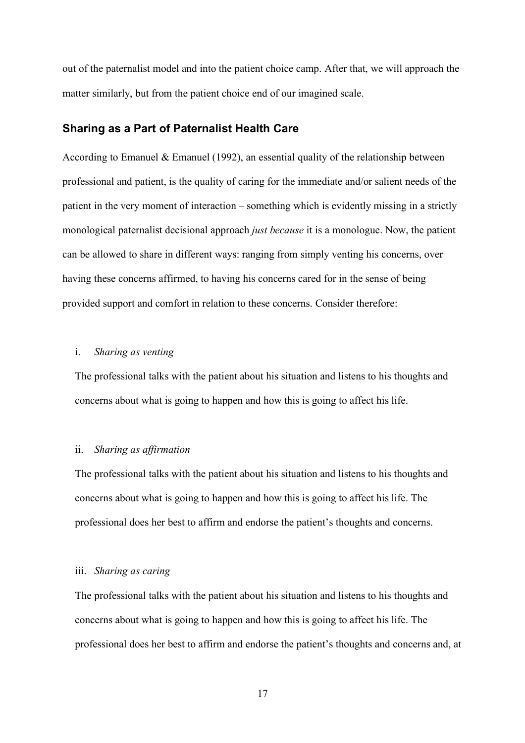out of the paternalist model and into the patient choice camp. After that, we will approach the matter similarly, but from the patient choice end of our imagined scale.

## Sharing as a Part of Paternalist Health Care

According to Emanuel & Emanuel (1992), an essential quality of the relationship between professional and patient, is the quality of caring for the immediate and/or salient needs of the patient in the very moment of interaction – something which is evidently missing in a strictly monological paternalist decisional approach *just because* it is a monologue. Now, the patient can be allowed to share in different ways: ranging from simply venting his concerns, over having these concerns affirmed, to having his concerns cared for in the sense of being provided support and comfort in relation to these concerns. Consider therefore:

i. *Sharing as venting*

The professional talks with the patient about his situation and listens to his thoughts and concerns about what is going to happen and how this is going to affect his life.

ii. *Sharing as affirmation*

The professional talks with the patient about his situation and listens to his thoughts and concerns about what is going to happen and how this is going to affect his life. The professional does her best to affirm and endorse the patient's thoughts and concerns.

iii. *Sharing as caring*

The professional talks with the patient about his situation and listens to his thoughts and concerns about what is going to happen and how this is going to affect his life. The professional does her best to affirm and endorse the patient's thoughts and concerns and, at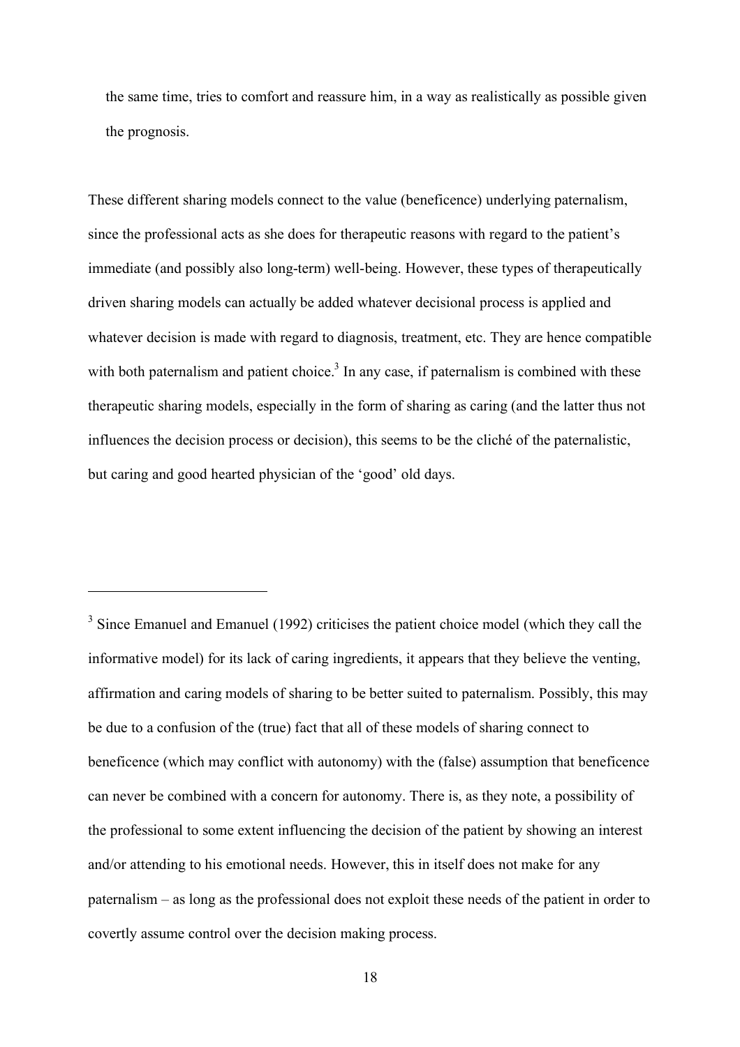the same time, tries to comfort and reassure him, in a way as realistically as possible given the prognosis.

These different sharing models connect to the value (beneficence) underlying paternalism, since the professional acts as she does for therapeutic reasons with regard to the patient's immediate (and possibly also long-term) well-being. However, these types of therapeutically driven sharing models can actually be added whatever decisional process is applied and whatever decision is made with regard to diagnosis, treatment, etc. They are hence compatible with both paternalism and patient choice.[3] In any case, if paternalism is combined with these therapeutic sharing models, especially in the form of sharing as caring (and the latter thus not influences the decision process or decision), this seems to be the cliché of the paternalistic, but caring and good hearted physician of the 'good' old days.

---

[3] Since Emanuel and Emanuel (1992) criticises the patient choice model (which they call the informative model) for its lack of caring ingredients, it appears that they believe the venting, affirmation and caring models of sharing to be better suited to paternalism. Possibly, this may be due to a confusion of the (true) fact that all of these models of sharing connect to beneficence (which may conflict with autonomy) with the (false) assumption that beneficence can never be combined with a concern for autonomy. There is, as they note, a possibility of the professional to some extent influencing the decision of the patient by showing an interest and/or attending to his emotional needs. However, this in itself does not make for any paternalism – as long as the professional does not exploit these needs of the patient in order to covertly assume control over the decision making process.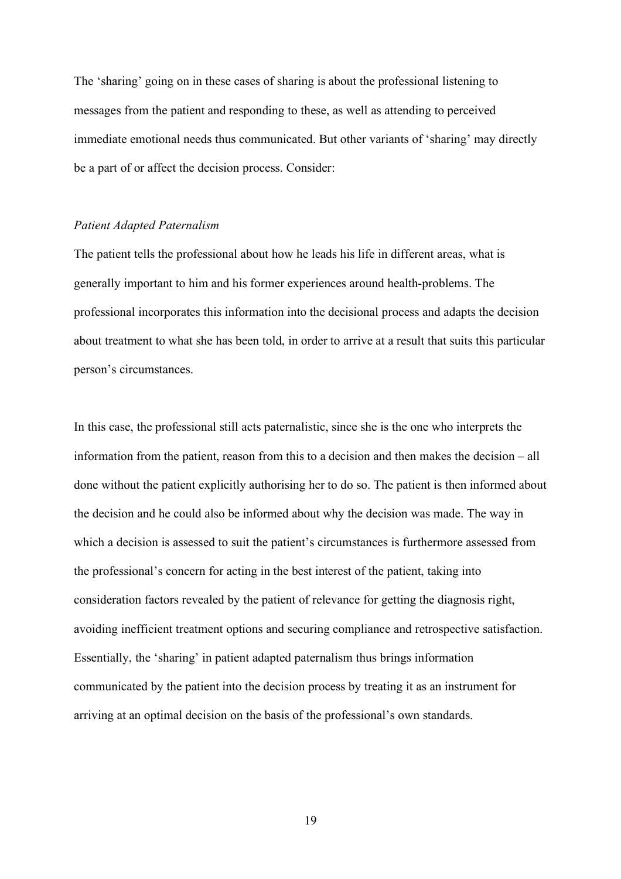The 'sharing' going on in these cases of sharing is about the professional listening to messages from the patient and responding to these, as well as attending to perceived immediate emotional needs thus communicated. But other variants of 'sharing' may directly be a part of or affect the decision process. Consider:

*Patient Adapted Paternalism*

The patient tells the professional about how he leads his life in different areas, what is generally important to him and his former experiences around health-problems. The professional incorporates this information into the decisional process and adapts the decision about treatment to what she has been told, in order to arrive at a result that suits this particular person's circumstances.

In this case, the professional still acts paternalistic, since she is the one who interprets the information from the patient, reason from this to a decision and then makes the decision – all done without the patient explicitly authorising her to do so. The patient is then informed about the decision and he could also be informed about why the decision was made. The way in which a decision is assessed to suit the patient's circumstances is furthermore assessed from the professional's concern for acting in the best interest of the patient, taking into consideration factors revealed by the patient of relevance for getting the diagnosis right, avoiding inefficient treatment options and securing compliance and retrospective satisfaction. Essentially, the 'sharing' in patient adapted paternalism thus brings information communicated by the patient into the decision process by treating it as an instrument for arriving at an optimal decision on the basis of the professional's own standards.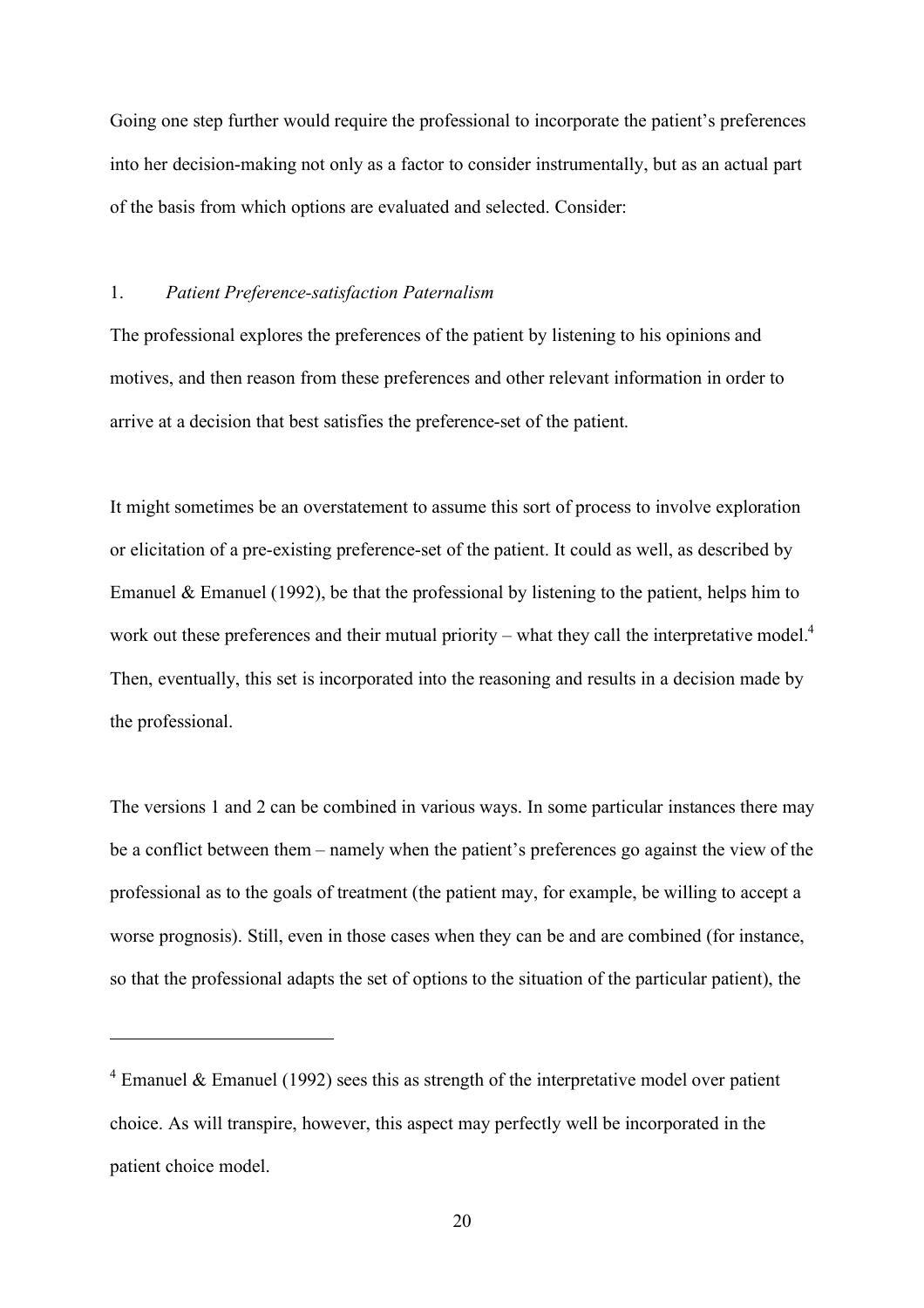Going one step further would require the professional to incorporate the patient's preferences into her decision-making not only as a factor to consider instrumentally, but as an actual part of the basis from which options are evaluated and selected. Consider:

1. *Patient Preference-satisfaction Paternalism*

The professional explores the preferences of the patient by listening to his opinions and motives, and then reason from these preferences and other relevant information in order to arrive at a decision that best satisfies the preference-set of the patient.

It might sometimes be an overstatement to assume this sort of process to involve exploration or elicitation of a pre-existing preference-set of the patient. It could as well, as described by Emanuel & Emanuel (1992), be that the professional by listening to the patient, helps him to work out these preferences and their mutual priority – what they call the interpretative model.[4] Then, eventually, this set is incorporated into the reasoning and results in a decision made by the professional.

The versions 1 and 2 can be combined in various ways. In some particular instances there may be a conflict between them – namely when the patient's preferences go against the view of the professional as to the goals of treatment (the patient may, for example, be willing to accept a worse prognosis). Still, even in those cases when they can be and are combined (for instance, so that the professional adapts the set of options to the situation of the particular patient), the

---

[4] Emanuel & Emanuel (1992) sees this as strength of the interpretative model over patient choice. As will transpire, however, this aspect may perfectly well be incorporated in the patient choice model.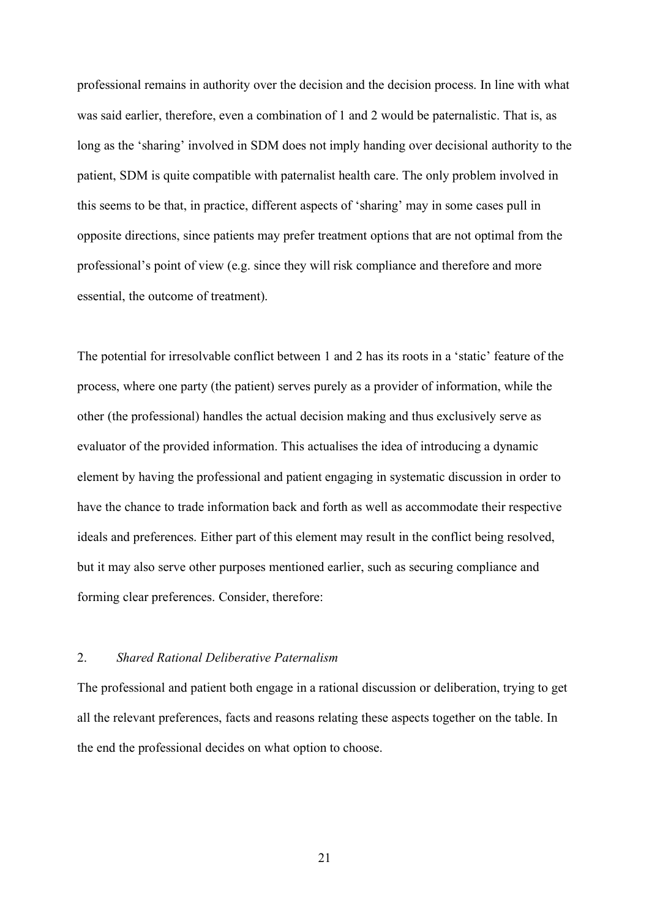professional remains in authority over the decision and the decision process. In line with what was said earlier, therefore, even a combination of 1 and 2 would be paternalistic. That is, as long as the 'sharing' involved in SDM does not imply handing over decisional authority to the patient, SDM is quite compatible with paternalist health care. The only problem involved in this seems to be that, in practice, different aspects of 'sharing' may in some cases pull in opposite directions, since patients may prefer treatment options that are not optimal from the professional's point of view (e.g. since they will risk compliance and therefore and more essential, the outcome of treatment).

The potential for irresolvable conflict between 1 and 2 has its roots in a 'static' feature of the process, where one party (the patient) serves purely as a provider of information, while the other (the professional) handles the actual decision making and thus exclusively serve as evaluator of the provided information. This actualises the idea of introducing a dynamic element by having the professional and patient engaging in systematic discussion in order to have the chance to trade information back and forth as well as accommodate their respective ideals and preferences. Either part of this element may result in the conflict being resolved, but it may also serve other purposes mentioned earlier, such as securing compliance and forming clear preferences. Consider, therefore:

2. *Shared Rational Deliberative Paternalism*

The professional and patient both engage in a rational discussion or deliberation, trying to get all the relevant preferences, facts and reasons relating these aspects together on the table. In the end the professional decides on what option to choose.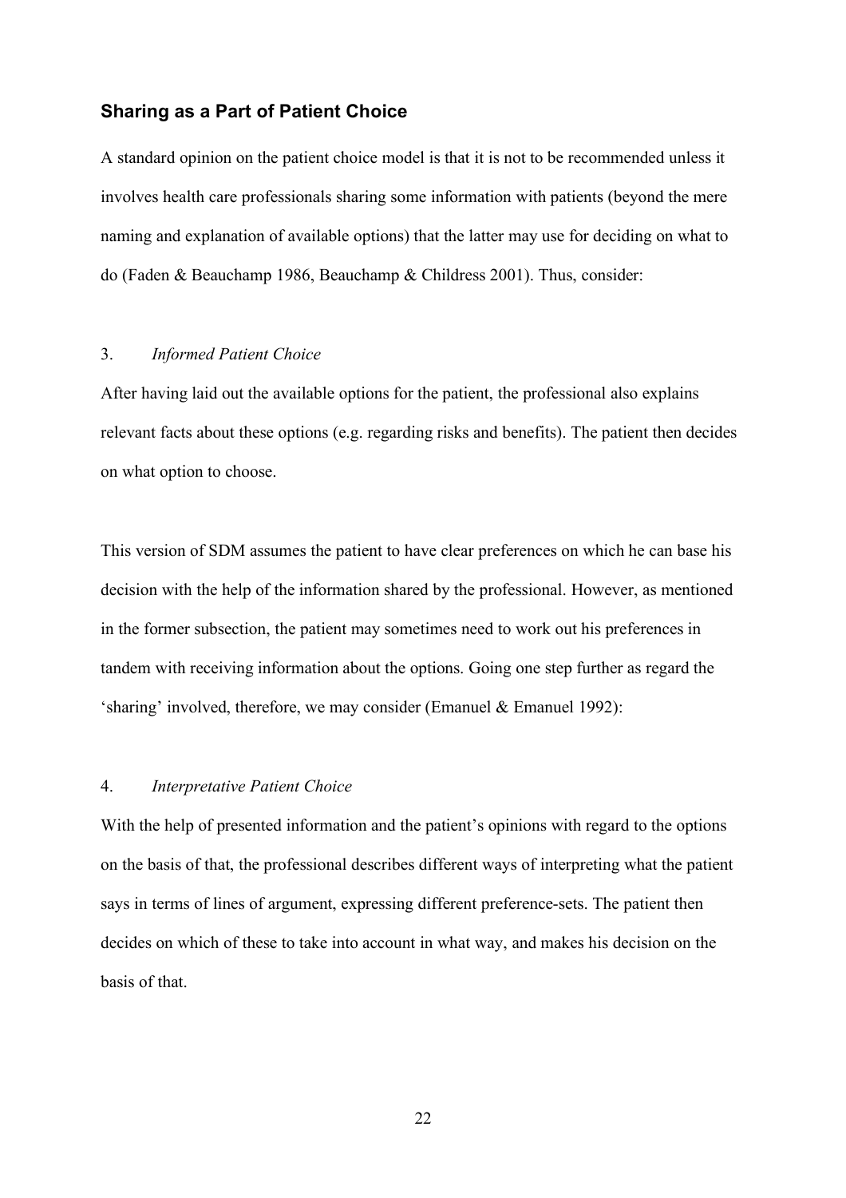### Sharing as a Part of Patient Choice

A standard opinion on the patient choice model is that it is not to be recommended unless it involves health care professionals sharing some information with patients (beyond the mere naming and explanation of available options) that the latter may use for deciding on what to do (Faden & Beauchamp 1986, Beauchamp & Childress 2001). Thus, consider:

3. *Informed Patient Choice*

After having laid out the available options for the patient, the professional also explains relevant facts about these options (e.g. regarding risks and benefits). The patient then decides on what option to choose.

This version of SDM assumes the patient to have clear preferences on which he can base his decision with the help of the information shared by the professional. However, as mentioned in the former subsection, the patient may sometimes need to work out his preferences in tandem with receiving information about the options. Going one step further as regard the 'sharing' involved, therefore, we may consider (Emanuel & Emanuel 1992):

4. *Interpretative Patient Choice*

With the help of presented information and the patient's opinions with regard to the options on the basis of that, the professional describes different ways of interpreting what the patient says in terms of lines of argument, expressing different preference-sets. The patient then decides on which of these to take into account in what way, and makes his decision on the basis of that.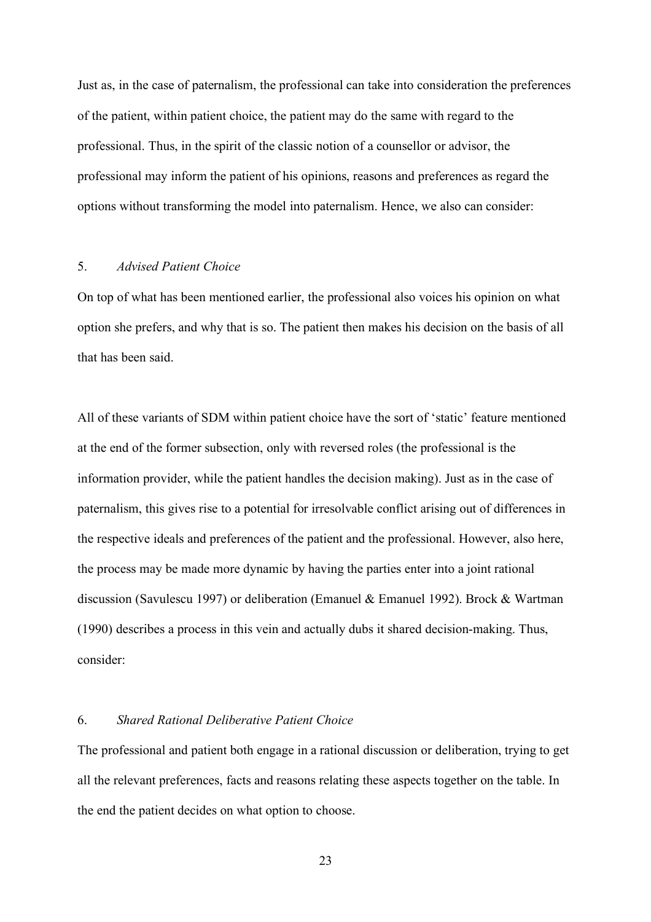Just as, in the case of paternalism, the professional can take into consideration the preferences of the patient, within patient choice, the patient may do the same with regard to the professional. Thus, in the spirit of the classic notion of a counsellor or advisor, the professional may inform the patient of his opinions, reasons and preferences as regard the options without transforming the model into paternalism. Hence, we also can consider:

5. *Advised Patient Choice*

On top of what has been mentioned earlier, the professional also voices his opinion on what option she prefers, and why that is so. The patient then makes his decision on the basis of all that has been said.

All of these variants of SDM within patient choice have the sort of 'static' feature mentioned at the end of the former subsection, only with reversed roles (the professional is the information provider, while the patient handles the decision making). Just as in the case of paternalism, this gives rise to a potential for irresolvable conflict arising out of differences in the respective ideals and preferences of the patient and the professional. However, also here, the process may be made more dynamic by having the parties enter into a joint rational discussion (Savulescu 1997) or deliberation (Emanuel & Emanuel 1992). Brock & Wartman (1990) describes a process in this vein and actually dubs it shared decision-making. Thus, consider:

6. *Shared Rational Deliberative Patient Choice*

The professional and patient both engage in a rational discussion or deliberation, trying to get all the relevant preferences, facts and reasons relating these aspects together on the table. In the end the patient decides on what option to choose.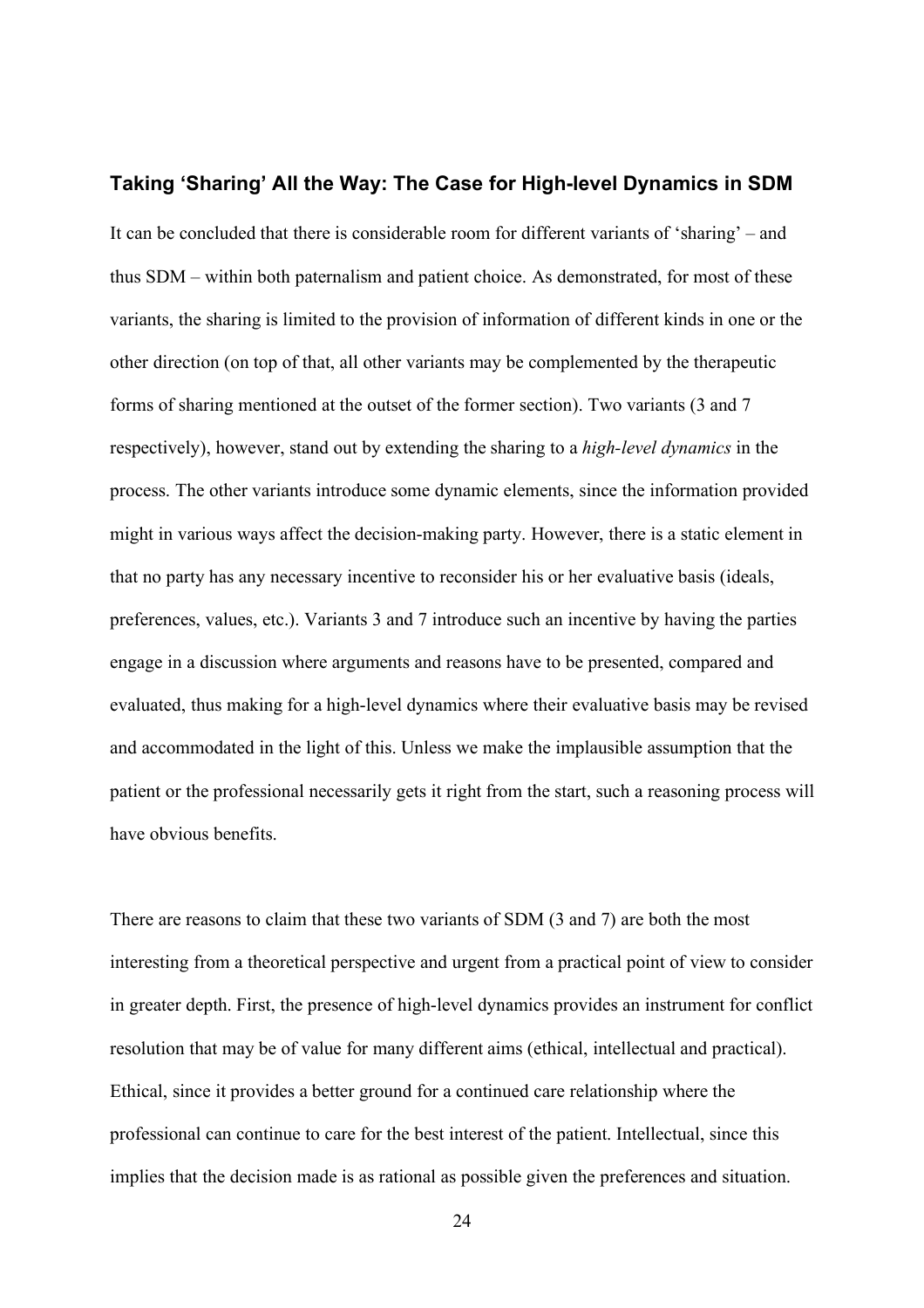### Taking 'Sharing' All the Way: The Case for High-level Dynamics in SDM

It can be concluded that there is considerable room for different variants of 'sharing' – and thus SDM – within both paternalism and patient choice. As demonstrated, for most of these variants, the sharing is limited to the provision of information of different kinds in one or the other direction (on top of that, all other variants may be complemented by the therapeutic forms of sharing mentioned at the outset of the former section). Two variants (3 and 7 respectively), however, stand out by extending the sharing to a *high-level dynamics* in the process. The other variants introduce some dynamic elements, since the information provided might in various ways affect the decision-making party. However, there is a static element in that no party has any necessary incentive to reconsider his or her evaluative basis (ideals, preferences, values, etc.). Variants 3 and 7 introduce such an incentive by having the parties engage in a discussion where arguments and reasons have to be presented, compared and evaluated, thus making for a high-level dynamics where their evaluative basis may be revised and accommodated in the light of this. Unless we make the implausible assumption that the patient or the professional necessarily gets it right from the start, such a reasoning process will have obvious benefits.

There are reasons to claim that these two variants of SDM (3 and 7) are both the most interesting from a theoretical perspective and urgent from a practical point of view to consider in greater depth. First, the presence of high-level dynamics provides an instrument for conflict resolution that may be of value for many different aims (ethical, intellectual and practical). Ethical, since it provides a better ground for a continued care relationship where the professional can continue to care for the best interest of the patient. Intellectual, since this implies that the decision made is as rational as possible given the preferences and situation.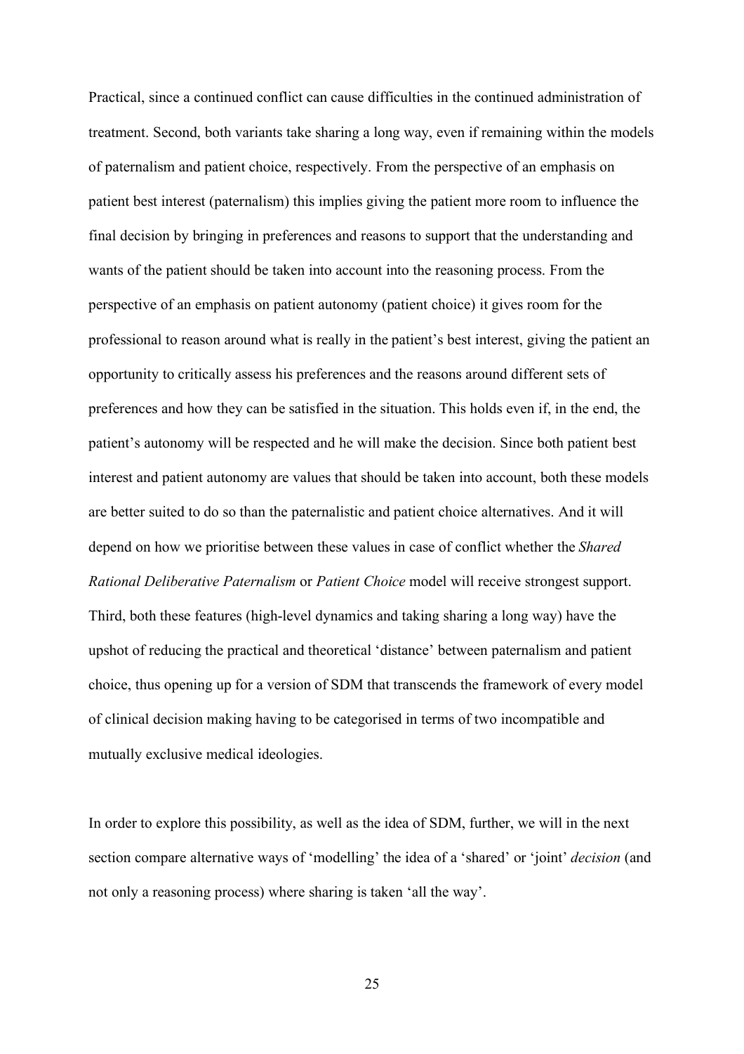Practical, since a continued conflict can cause difficulties in the continued administration of treatment. Second, both variants take sharing a long way, even if remaining within the models of paternalism and patient choice, respectively. From the perspective of an emphasis on patient best interest (paternalism) this implies giving the patient more room to influence the final decision by bringing in preferences and reasons to support that the understanding and wants of the patient should be taken into account into the reasoning process. From the perspective of an emphasis on patient autonomy (patient choice) it gives room for the professional to reason around what is really in the patient's best interest, giving the patient an opportunity to critically assess his preferences and the reasons around different sets of preferences and how they can be satisfied in the situation. This holds even if, in the end, the patient's autonomy will be respected and he will make the decision. Since both patient best interest and patient autonomy are values that should be taken into account, both these models are better suited to do so than the paternalistic and patient choice alternatives. And it will depend on how we prioritise between these values in case of conflict whether the *Shared Rational Deliberative Paternalism* or *Patient Choice* model will receive strongest support. Third, both these features (high-level dynamics and taking sharing a long way) have the upshot of reducing the practical and theoretical 'distance' between paternalism and patient choice, thus opening up for a version of SDM that transcends the framework of every model of clinical decision making having to be categorised in terms of two incompatible and mutually exclusive medical ideologies.

In order to explore this possibility, as well as the idea of SDM, further, we will in the next section compare alternative ways of 'modelling' the idea of a 'shared' or 'joint' *decision* (and not only a reasoning process) where sharing is taken 'all the way'.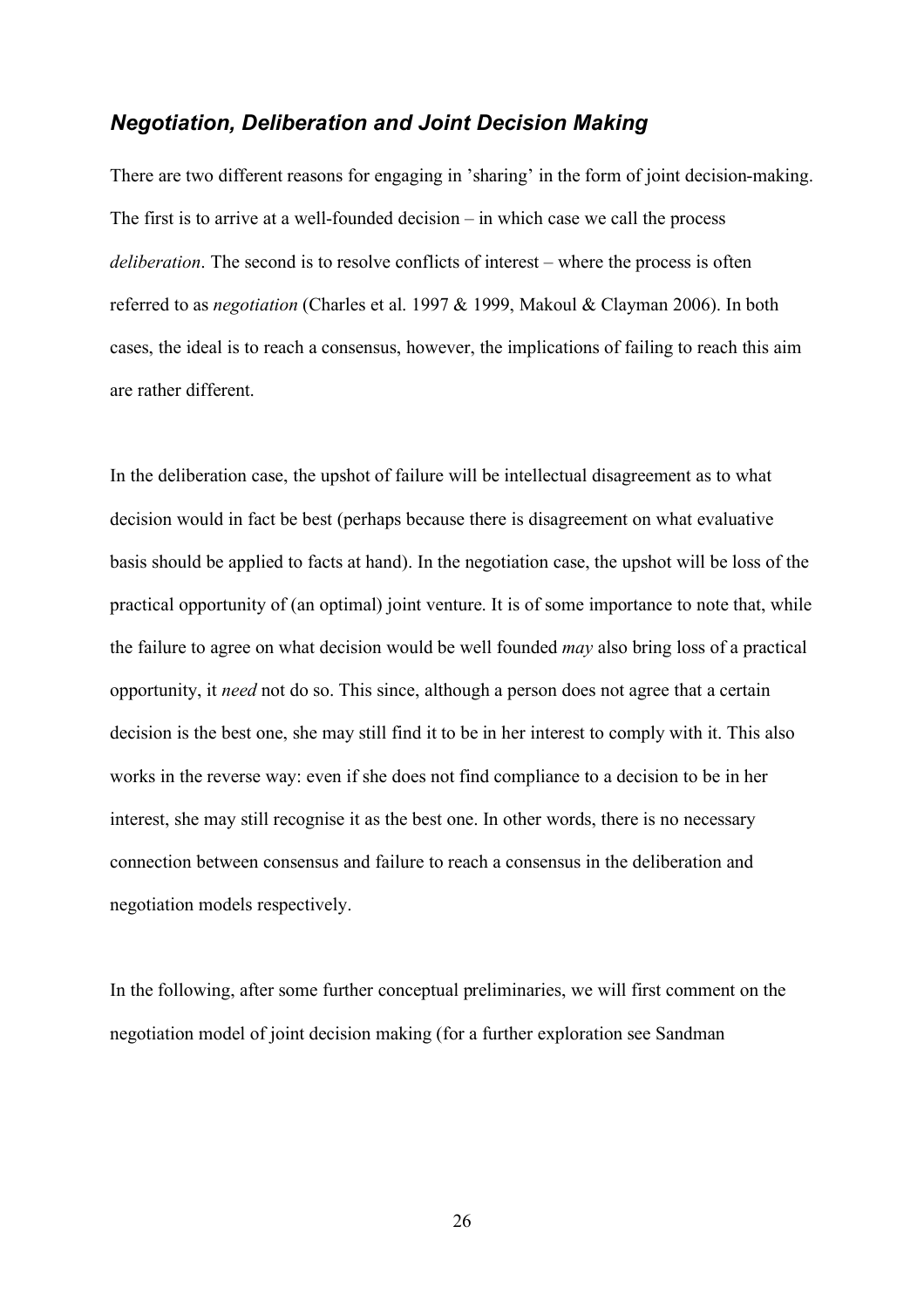## *Negotiation, Deliberation and Joint Decision Making*

There are two different reasons for engaging in 'sharing' in the form of joint decision-making. The first is to arrive at a well-founded decision – in which case we call the process *deliberation*. The second is to resolve conflicts of interest – where the process is often referred to as *negotiation* (Charles et al. 1997 & 1999, Makoul & Clayman 2006). In both cases, the ideal is to reach a consensus, however, the implications of failing to reach this aim are rather different.

In the deliberation case, the upshot of failure will be intellectual disagreement as to what decision would in fact be best (perhaps because there is disagreement on what evaluative basis should be applied to facts at hand). In the negotiation case, the upshot will be loss of the practical opportunity of (an optimal) joint venture. It is of some importance to note that, while the failure to agree on what decision would be well founded *may* also bring loss of a practical opportunity, it *need* not do so. This since, although a person does not agree that a certain decision is the best one, she may still find it to be in her interest to comply with it. This also works in the reverse way: even if she does not find compliance to a decision to be in her interest, she may still recognise it as the best one. In other words, there is no necessary connection between consensus and failure to reach a consensus in the deliberation and negotiation models respectively.

In the following, after some further conceptual preliminaries, we will first comment on the negotiation model of joint decision making (for a further exploration see Sandman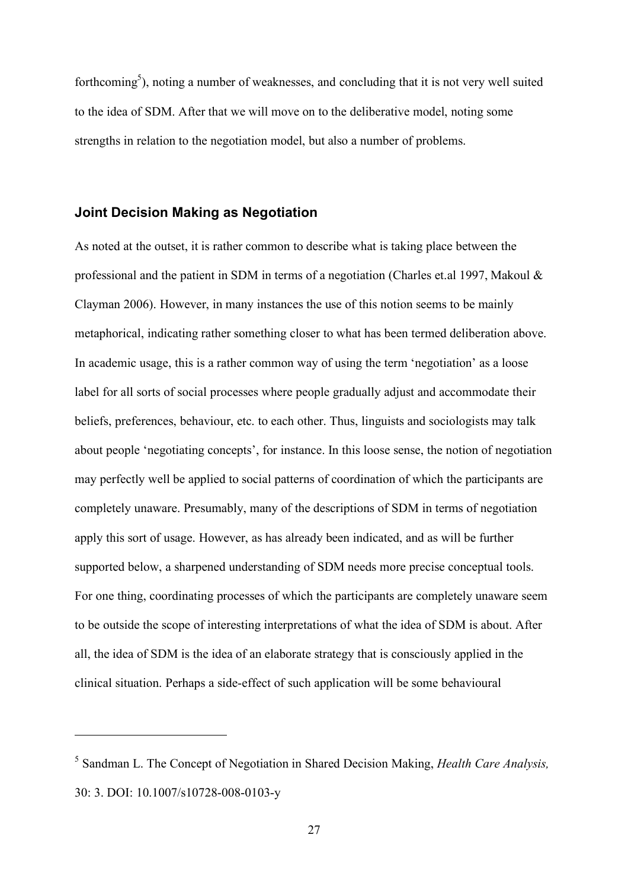forthcoming[5]), noting a number of weaknesses, and concluding that it is not very well suited to the idea of SDM. After that we will move on to the deliberative model, noting some strengths in relation to the negotiation model, but also a number of problems.

## Joint Decision Making as Negotiation

As noted at the outset, it is rather common to describe what is taking place between the professional and the patient in SDM in terms of a negotiation (Charles et.al 1997, Makoul & Clayman 2006). However, in many instances the use of this notion seems to be mainly metaphorical, indicating rather something closer to what has been termed deliberation above. In academic usage, this is a rather common way of using the term 'negotiation' as a loose label for all sorts of social processes where people gradually adjust and accommodate their beliefs, preferences, behaviour, etc. to each other. Thus, linguists and sociologists may talk about people 'negotiating concepts', for instance. In this loose sense, the notion of negotiation may perfectly well be applied to social patterns of coordination of which the participants are completely unaware. Presumably, many of the descriptions of SDM in terms of negotiation apply this sort of usage. However, as has already been indicated, and as will be further supported below, a sharpened understanding of SDM needs more precise conceptual tools. For one thing, coordinating processes of which the participants are completely unaware seem to be outside the scope of interesting interpretations of what the idea of SDM is about. After all, the idea of SDM is the idea of an elaborate strategy that is consciously applied in the clinical situation. Perhaps a side-effect of such application will be some behavioural

---

[5] Sandman L. The Concept of Negotiation in Shared Decision Making, *Health Care Analysis,* 30: 3. DOI: 10.1007/s10728-008-0103-y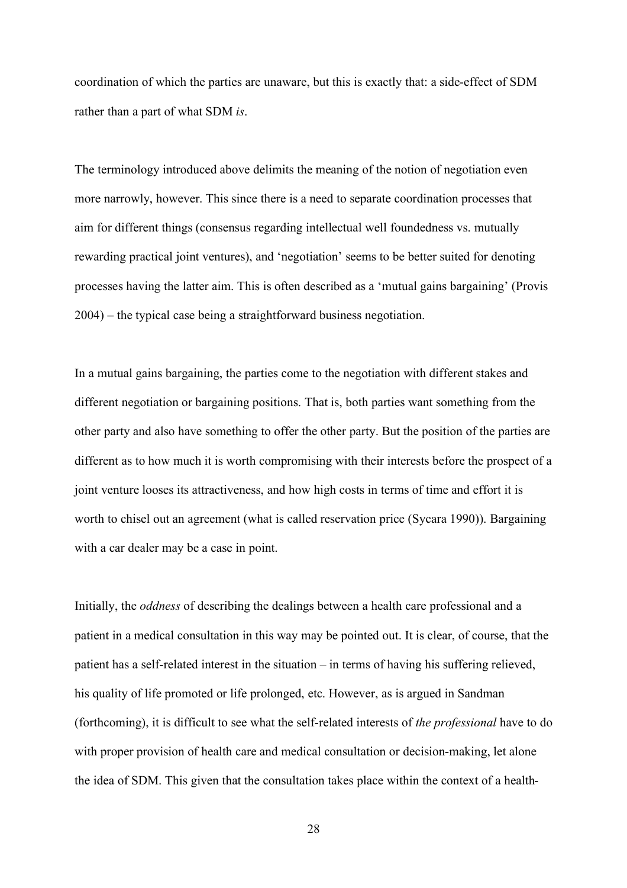coordination of which the parties are unaware, but this is exactly that: a side-effect of SDM rather than a part of what SDM *is*.

The terminology introduced above delimits the meaning of the notion of negotiation even more narrowly, however. This since there is a need to separate coordination processes that aim for different things (consensus regarding intellectual well foundedness vs. mutually rewarding practical joint ventures), and 'negotiation' seems to be better suited for denoting processes having the latter aim. This is often described as a 'mutual gains bargaining' (Provis 2004) – the typical case being a straightforward business negotiation.

In a mutual gains bargaining, the parties come to the negotiation with different stakes and different negotiation or bargaining positions. That is, both parties want something from the other party and also have something to offer the other party. But the position of the parties are different as to how much it is worth compromising with their interests before the prospect of a joint venture looses its attractiveness, and how high costs in terms of time and effort it is worth to chisel out an agreement (what is called reservation price (Sycara 1990)). Bargaining with a car dealer may be a case in point.

Initially, the *oddness* of describing the dealings between a health care professional and a patient in a medical consultation in this way may be pointed out. It is clear, of course, that the patient has a self-related interest in the situation – in terms of having his suffering relieved, his quality of life promoted or life prolonged, etc. However, as is argued in Sandman (forthcoming), it is difficult to see what the self-related interests of *the professional* have to do with proper provision of health care and medical consultation or decision-making, let alone the idea of SDM. This given that the consultation takes place within the context of a health-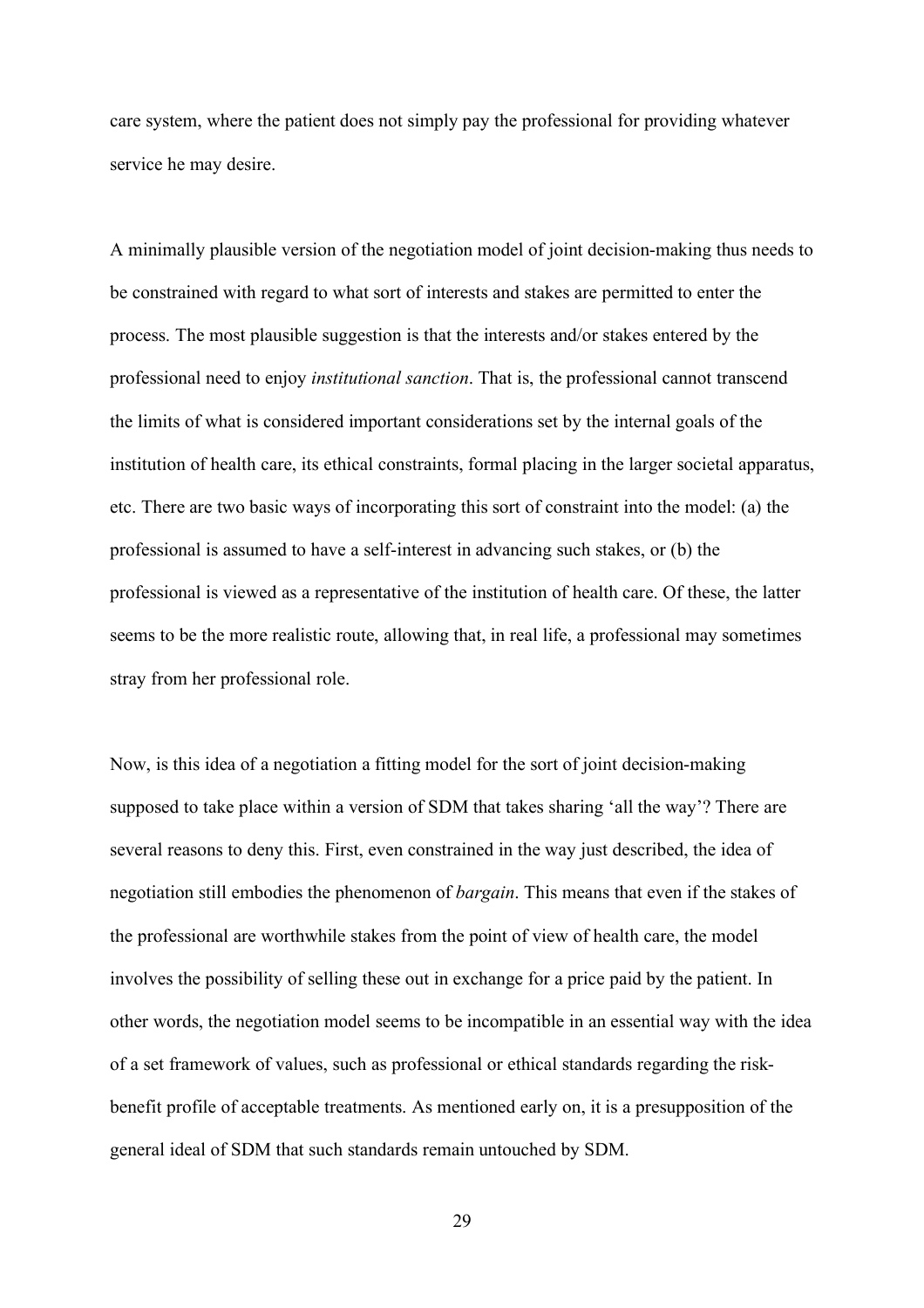care system, where the patient does not simply pay the professional for providing whatever service he may desire.

A minimally plausible version of the negotiation model of joint decision-making thus needs to be constrained with regard to what sort of interests and stakes are permitted to enter the process. The most plausible suggestion is that the interests and/or stakes entered by the professional need to enjoy *institutional sanction*. That is, the professional cannot transcend the limits of what is considered important considerations set by the internal goals of the institution of health care, its ethical constraints, formal placing in the larger societal apparatus, etc. There are two basic ways of incorporating this sort of constraint into the model: (a) the professional is assumed to have a self-interest in advancing such stakes, or (b) the professional is viewed as a representative of the institution of health care. Of these, the latter seems to be the more realistic route, allowing that, in real life, a professional may sometimes stray from her professional role.

Now, is this idea of a negotiation a fitting model for the sort of joint decision-making supposed to take place within a version of SDM that takes sharing 'all the way'? There are several reasons to deny this. First, even constrained in the way just described, the idea of negotiation still embodies the phenomenon of *bargain*. This means that even if the stakes of the professional are worthwhile stakes from the point of view of health care, the model involves the possibility of selling these out in exchange for a price paid by the patient. In other words, the negotiation model seems to be incompatible in an essential way with the idea of a set framework of values, such as professional or ethical standards regarding the risk-benefit profile of acceptable treatments. As mentioned early on, it is a presupposition of the general ideal of SDM that such standards remain untouched by SDM.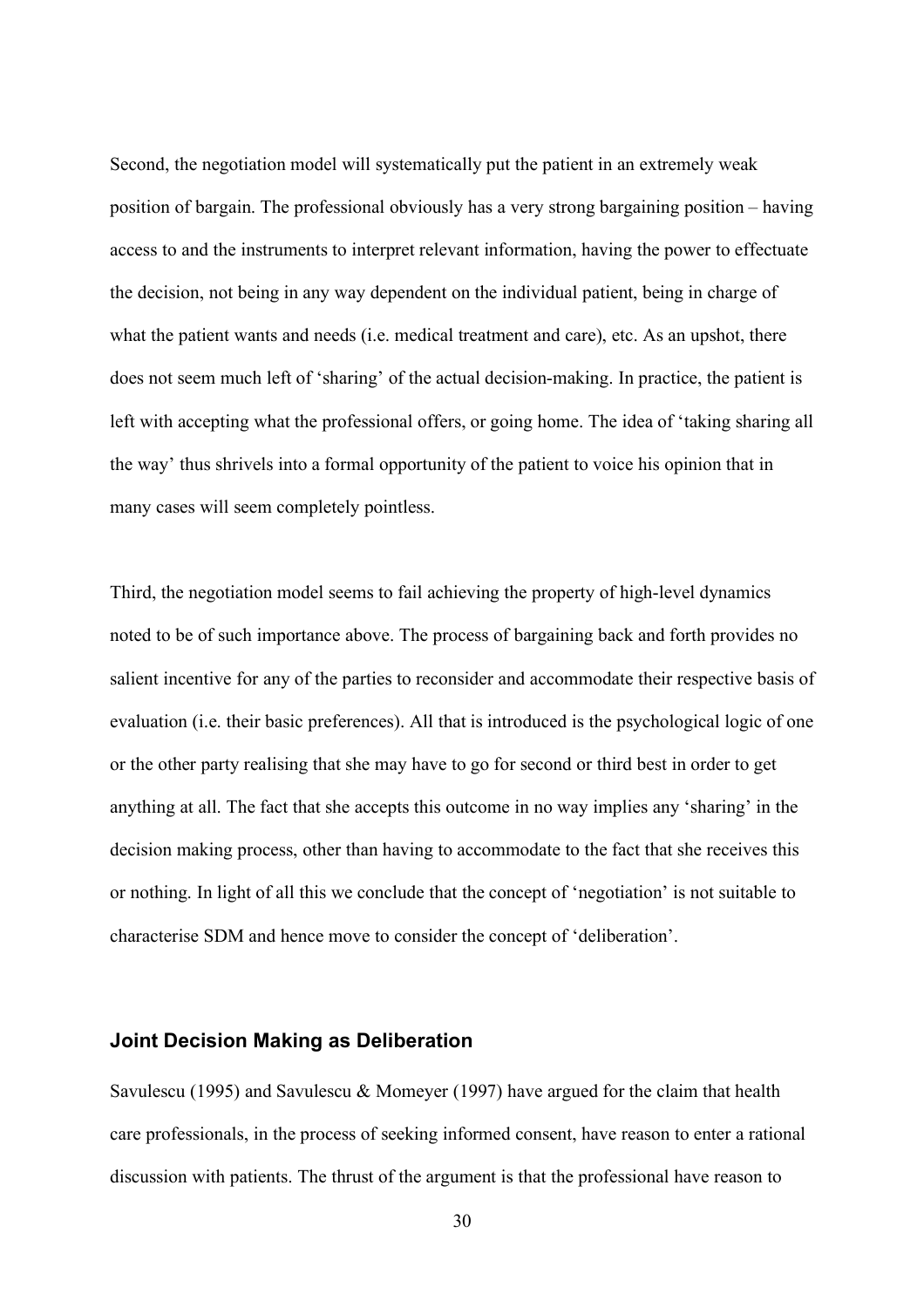Second, the negotiation model will systematically put the patient in an extremely weak position of bargain. The professional obviously has a very strong bargaining position – having access to and the instruments to interpret relevant information, having the power to effectuate the decision, not being in any way dependent on the individual patient, being in charge of what the patient wants and needs (i.e. medical treatment and care), etc. As an upshot, there does not seem much left of 'sharing' of the actual decision-making. In practice, the patient is left with accepting what the professional offers, or going home. The idea of 'taking sharing all the way' thus shrivels into a formal opportunity of the patient to voice his opinion that in many cases will seem completely pointless.

Third, the negotiation model seems to fail achieving the property of high-level dynamics noted to be of such importance above. The process of bargaining back and forth provides no salient incentive for any of the parties to reconsider and accommodate their respective basis of evaluation (i.e. their basic preferences). All that is introduced is the psychological logic of one or the other party realising that she may have to go for second or third best in order to get anything at all. The fact that she accepts this outcome in no way implies any 'sharing' in the decision making process, other than having to accommodate to the fact that she receives this or nothing. In light of all this we conclude that the concept of 'negotiation' is not suitable to characterise SDM and hence move to consider the concept of 'deliberation'.

### Joint Decision Making as Deliberation

Savulescu (1995) and Savulescu & Momeyer (1997) have argued for the claim that health care professionals, in the process of seeking informed consent, have reason to enter a rational discussion with patients. The thrust of the argument is that the professional have reason to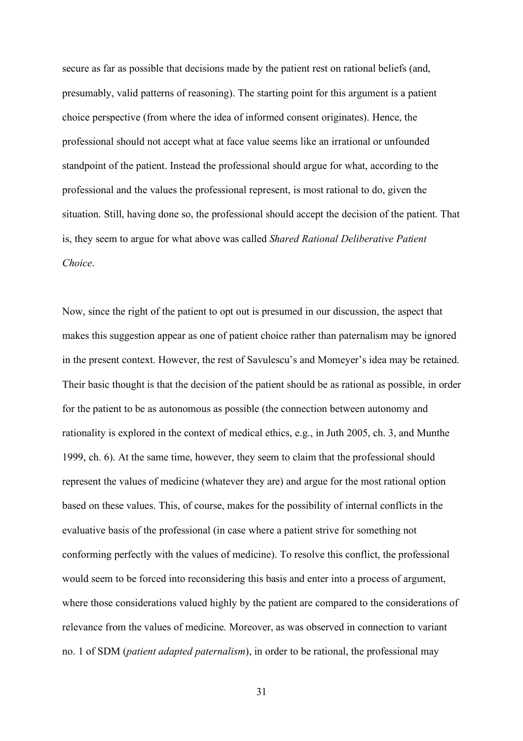secure as far as possible that decisions made by the patient rest on rational beliefs (and, presumably, valid patterns of reasoning). The starting point for this argument is a patient choice perspective (from where the idea of informed consent originates). Hence, the professional should not accept what at face value seems like an irrational or unfounded standpoint of the patient. Instead the professional should argue for what, according to the professional and the values the professional represent, is most rational to do, given the situation. Still, having done so, the professional should accept the decision of the patient. That is, they seem to argue for what above was called *Shared Rational Deliberative Patient Choice*.

Now, since the right of the patient to opt out is presumed in our discussion, the aspect that makes this suggestion appear as one of patient choice rather than paternalism may be ignored in the present context. However, the rest of Savulescu's and Momeyer's idea may be retained. Their basic thought is that the decision of the patient should be as rational as possible, in order for the patient to be as autonomous as possible (the connection between autonomy and rationality is explored in the context of medical ethics, e.g., in Juth 2005, ch. 3, and Munthe 1999, ch. 6). At the same time, however, they seem to claim that the professional should represent the values of medicine (whatever they are) and argue for the most rational option based on these values. This, of course, makes for the possibility of internal conflicts in the evaluative basis of the professional (in case where a patient strive for something not conforming perfectly with the values of medicine). To resolve this conflict, the professional would seem to be forced into reconsidering this basis and enter into a process of argument, where those considerations valued highly by the patient are compared to the considerations of relevance from the values of medicine. Moreover, as was observed in connection to variant no. 1 of SDM (*patient adapted paternalism*), in order to be rational, the professional may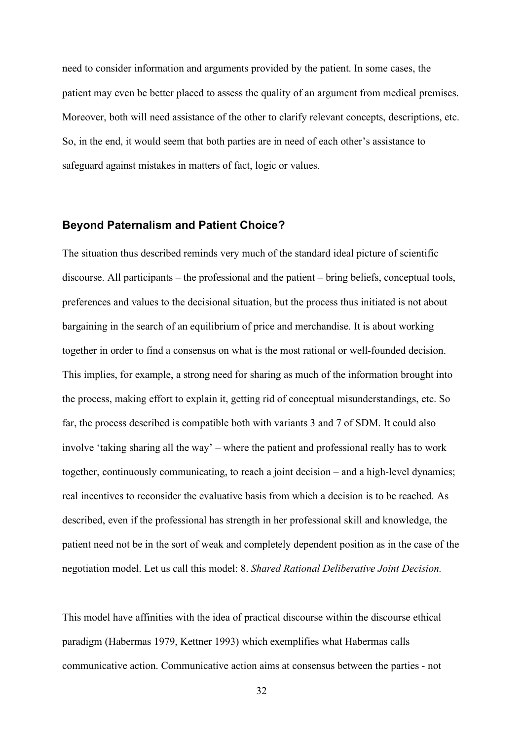need to consider information and arguments provided by the patient. In some cases, the patient may even be better placed to assess the quality of an argument from medical premises. Moreover, both will need assistance of the other to clarify relevant concepts, descriptions, etc. So, in the end, it would seem that both parties are in need of each other's assistance to safeguard against mistakes in matters of fact, logic or values.

## Beyond Paternalism and Patient Choice?

The situation thus described reminds very much of the standard ideal picture of scientific discourse. All participants – the professional and the patient – bring beliefs, conceptual tools, preferences and values to the decisional situation, but the process thus initiated is not about bargaining in the search of an equilibrium of price and merchandise. It is about working together in order to find a consensus on what is the most rational or well-founded decision. This implies, for example, a strong need for sharing as much of the information brought into the process, making effort to explain it, getting rid of conceptual misunderstandings, etc. So far, the process described is compatible both with variants 3 and 7 of SDM. It could also involve 'taking sharing all the way' – where the patient and professional really has to work together, continuously communicating, to reach a joint decision – and a high-level dynamics; real incentives to reconsider the evaluative basis from which a decision is to be reached. As described, even if the professional has strength in her professional skill and knowledge, the patient need not be in the sort of weak and completely dependent position as in the case of the negotiation model. Let us call this model: 8. *Shared Rational Deliberative Joint Decision.*

This model have affinities with the idea of practical discourse within the discourse ethical paradigm (Habermas 1979, Kettner 1993) which exemplifies what Habermas calls communicative action. Communicative action aims at consensus between the parties - not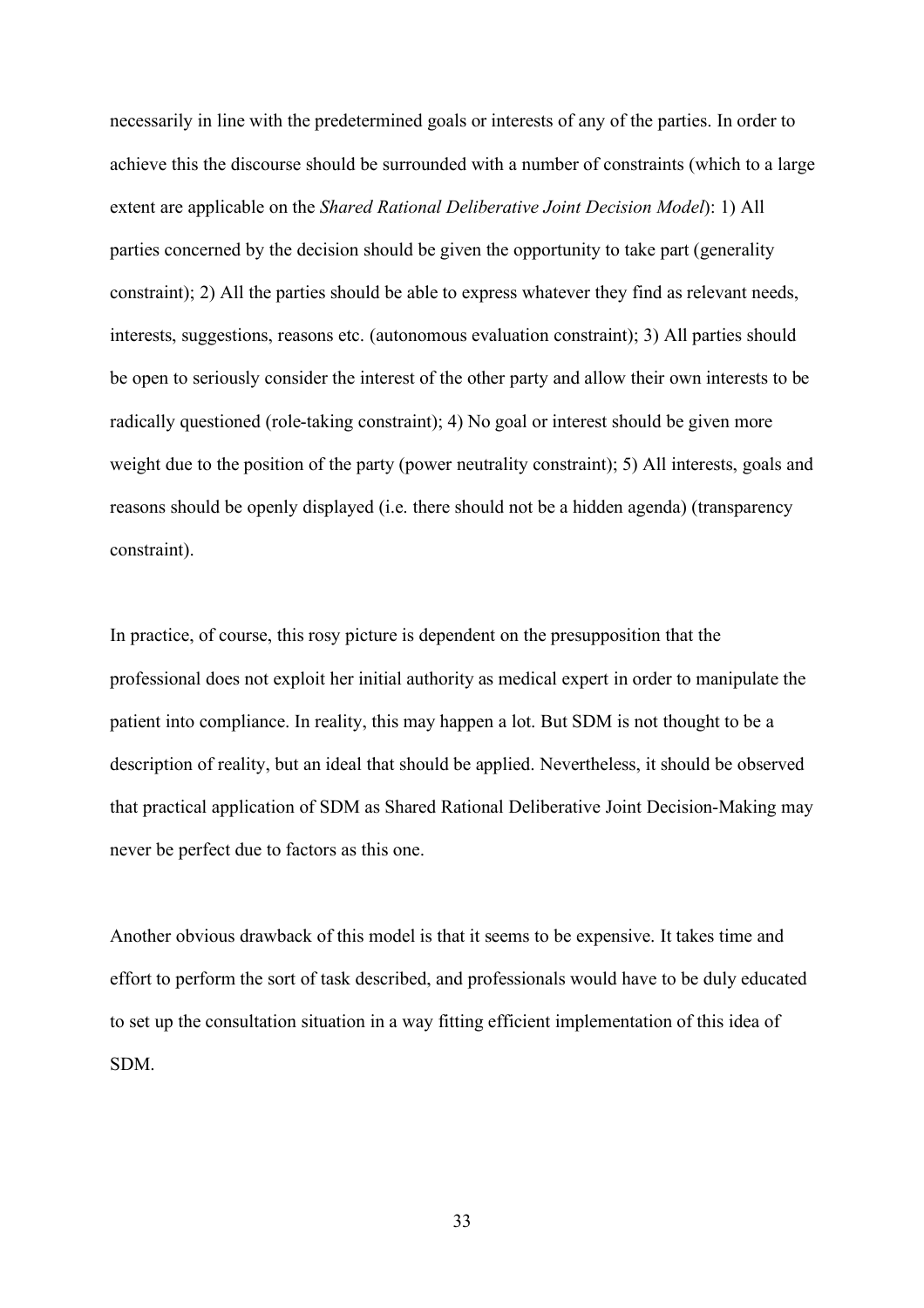necessarily in line with the predetermined goals or interests of any of the parties. In order to achieve this the discourse should be surrounded with a number of constraints (which to a large extent are applicable on the *Shared Rational Deliberative Joint Decision Model*): 1) All parties concerned by the decision should be given the opportunity to take part (generality constraint); 2) All the parties should be able to express whatever they find as relevant needs, interests, suggestions, reasons etc. (autonomous evaluation constraint); 3) All parties should be open to seriously consider the interest of the other party and allow their own interests to be radically questioned (role-taking constraint); 4) No goal or interest should be given more weight due to the position of the party (power neutrality constraint); 5) All interests, goals and reasons should be openly displayed (i.e. there should not be a hidden agenda) (transparency constraint).

In practice, of course, this rosy picture is dependent on the presupposition that the professional does not exploit her initial authority as medical expert in order to manipulate the patient into compliance. In reality, this may happen a lot. But SDM is not thought to be a description of reality, but an ideal that should be applied. Nevertheless, it should be observed that practical application of SDM as Shared Rational Deliberative Joint Decision-Making may never be perfect due to factors as this one.

Another obvious drawback of this model is that it seems to be expensive. It takes time and effort to perform the sort of task described, and professionals would have to be duly educated to set up the consultation situation in a way fitting efficient implementation of this idea of SDM.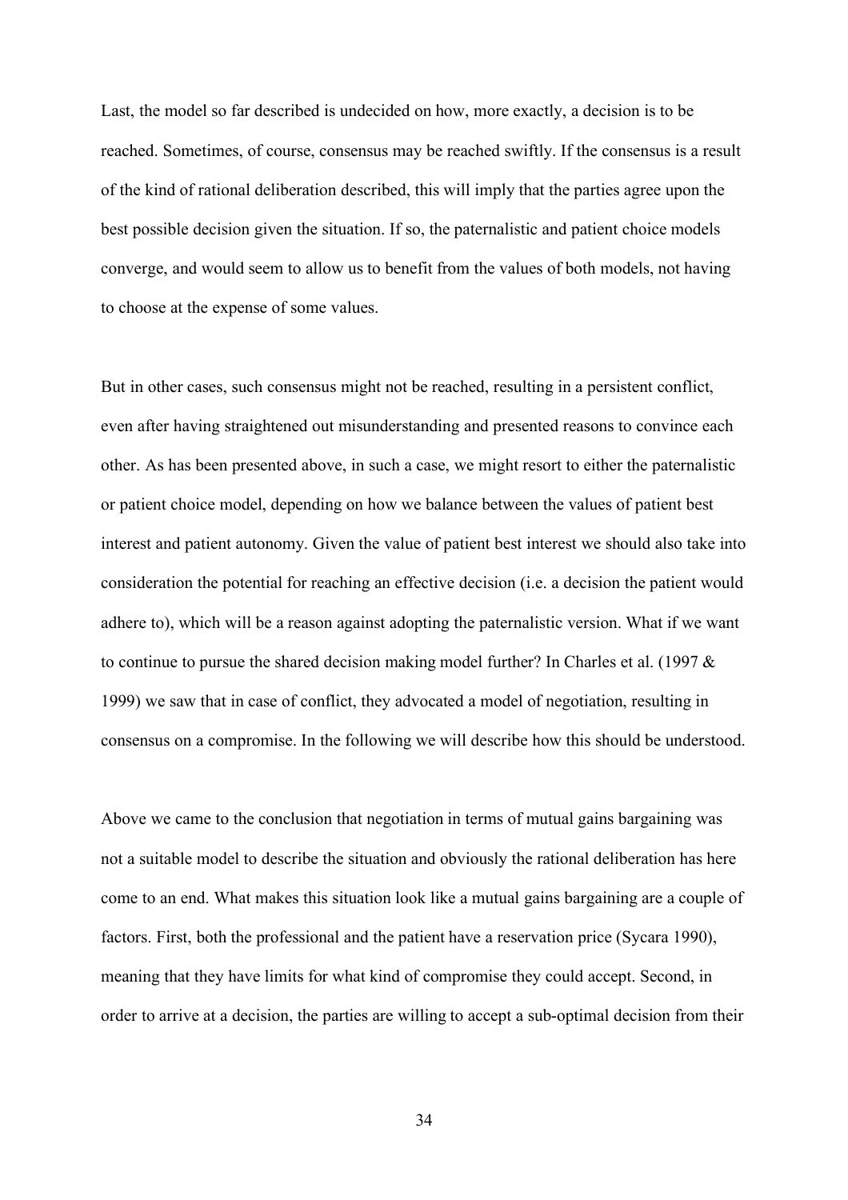Last, the model so far described is undecided on how, more exactly, a decision is to be reached. Sometimes, of course, consensus may be reached swiftly. If the consensus is a result of the kind of rational deliberation described, this will imply that the parties agree upon the best possible decision given the situation. If so, the paternalistic and patient choice models converge, and would seem to allow us to benefit from the values of both models, not having to choose at the expense of some values.

But in other cases, such consensus might not be reached, resulting in a persistent conflict, even after having straightened out misunderstanding and presented reasons to convince each other. As has been presented above, in such a case, we might resort to either the paternalistic or patient choice model, depending on how we balance between the values of patient best interest and patient autonomy. Given the value of patient best interest we should also take into consideration the potential for reaching an effective decision (i.e. a decision the patient would adhere to), which will be a reason against adopting the paternalistic version. What if we want to continue to pursue the shared decision making model further? In Charles et al. (1997 & 1999) we saw that in case of conflict, they advocated a model of negotiation, resulting in consensus on a compromise. In the following we will describe how this should be understood.

Above we came to the conclusion that negotiation in terms of mutual gains bargaining was not a suitable model to describe the situation and obviously the rational deliberation has here come to an end. What makes this situation look like a mutual gains bargaining are a couple of factors. First, both the professional and the patient have a reservation price (Sycara 1990), meaning that they have limits for what kind of compromise they could accept. Second, in order to arrive at a decision, the parties are willing to accept a sub-optimal decision from their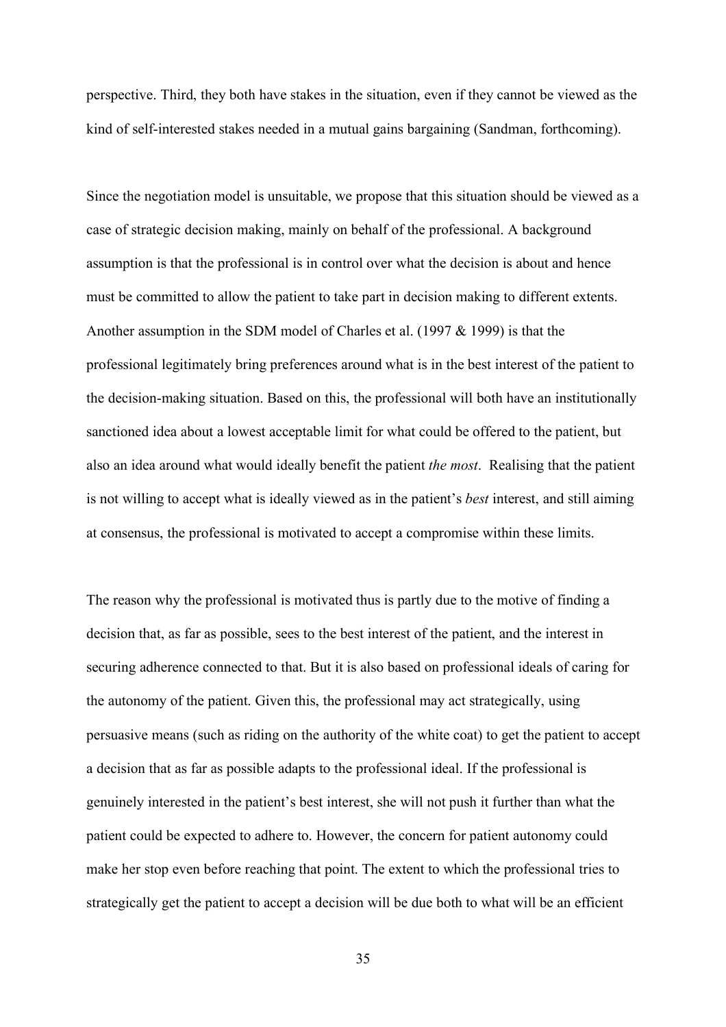perspective. Third, they both have stakes in the situation, even if they cannot be viewed as the kind of self-interested stakes needed in a mutual gains bargaining (Sandman, forthcoming).

Since the negotiation model is unsuitable, we propose that this situation should be viewed as a case of strategic decision making, mainly on behalf of the professional. A background assumption is that the professional is in control over what the decision is about and hence must be committed to allow the patient to take part in decision making to different extents. Another assumption in the SDM model of Charles et al. (1997 & 1999) is that the professional legitimately bring preferences around what is in the best interest of the patient to the decision-making situation. Based on this, the professional will both have an institutionally sanctioned idea about a lowest acceptable limit for what could be offered to the patient, but also an idea around what would ideally benefit the patient *the most*. Realising that the patient is not willing to accept what is ideally viewed as in the patient's *best* interest, and still aiming at consensus, the professional is motivated to accept a compromise within these limits.

The reason why the professional is motivated thus is partly due to the motive of finding a decision that, as far as possible, sees to the best interest of the patient, and the interest in securing adherence connected to that. But it is also based on professional ideals of caring for the autonomy of the patient. Given this, the professional may act strategically, using persuasive means (such as riding on the authority of the white coat) to get the patient to accept a decision that as far as possible adapts to the professional ideal. If the professional is genuinely interested in the patient's best interest, she will not push it further than what the patient could be expected to adhere to. However, the concern for patient autonomy could make her stop even before reaching that point. The extent to which the professional tries to strategically get the patient to accept a decision will be due both to what will be an efficient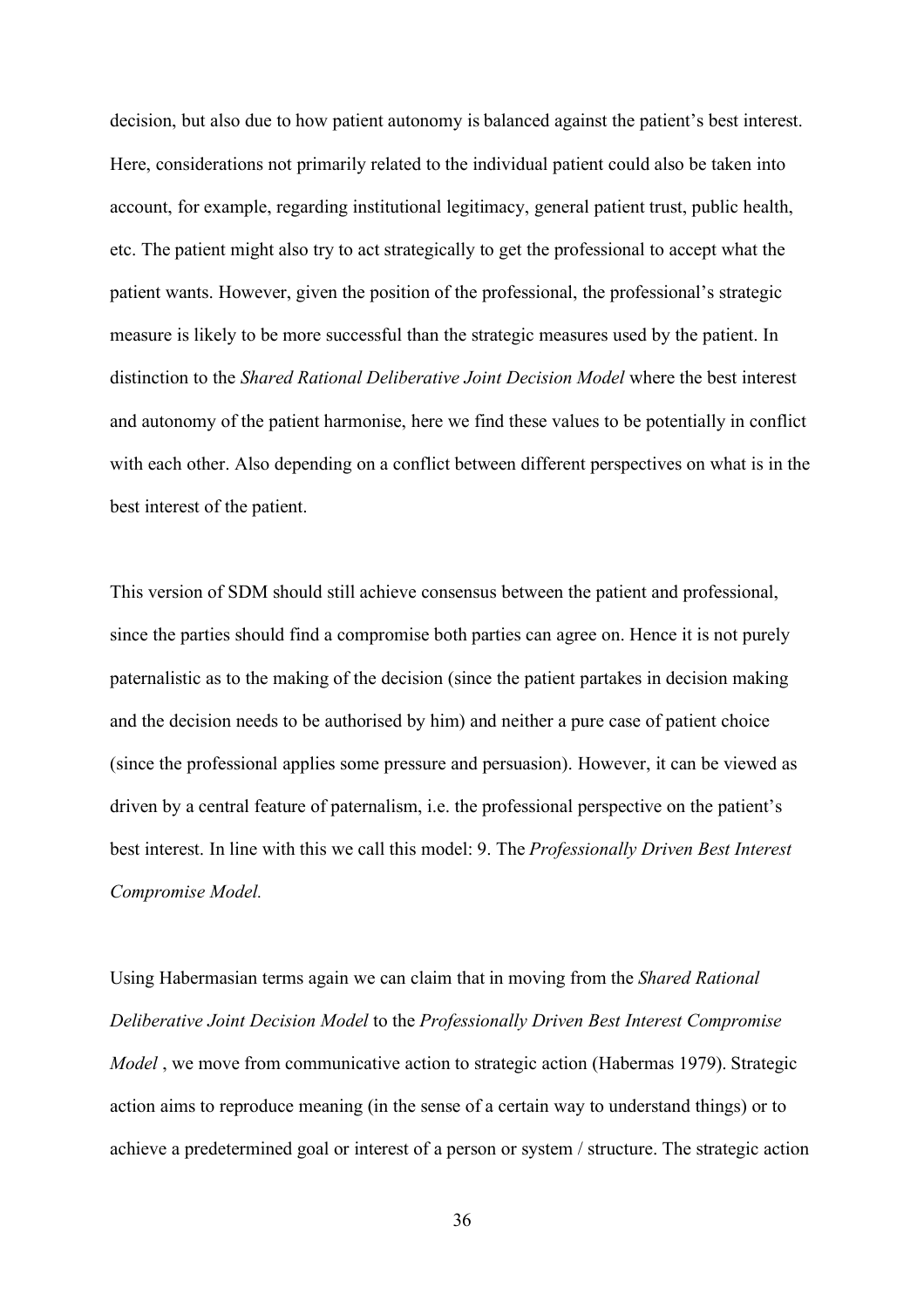decision, but also due to how patient autonomy is balanced against the patient's best interest. Here, considerations not primarily related to the individual patient could also be taken into account, for example, regarding institutional legitimacy, general patient trust, public health, etc. The patient might also try to act strategically to get the professional to accept what the patient wants. However, given the position of the professional, the professional's strategic measure is likely to be more successful than the strategic measures used by the patient. In distinction to the *Shared Rational Deliberative Joint Decision Model* where the best interest and autonomy of the patient harmonise, here we find these values to be potentially in conflict with each other. Also depending on a conflict between different perspectives on what is in the best interest of the patient.

This version of SDM should still achieve consensus between the patient and professional, since the parties should find a compromise both parties can agree on. Hence it is not purely paternalistic as to the making of the decision (since the patient partakes in decision making and the decision needs to be authorised by him) and neither a pure case of patient choice (since the professional applies some pressure and persuasion). However, it can be viewed as driven by a central feature of paternalism, i.e. the professional perspective on the patient's best interest. In line with this we call this model: 9. The *Professionally Driven Best Interest Compromise Model.*

Using Habermasian terms again we can claim that in moving from the *Shared Rational Deliberative Joint Decision Model* to the *Professionally Driven Best Interest Compromise Model* , we move from communicative action to strategic action (Habermas 1979). Strategic action aims to reproduce meaning (in the sense of a certain way to understand things) or to achieve a predetermined goal or interest of a person or system / structure. The strategic action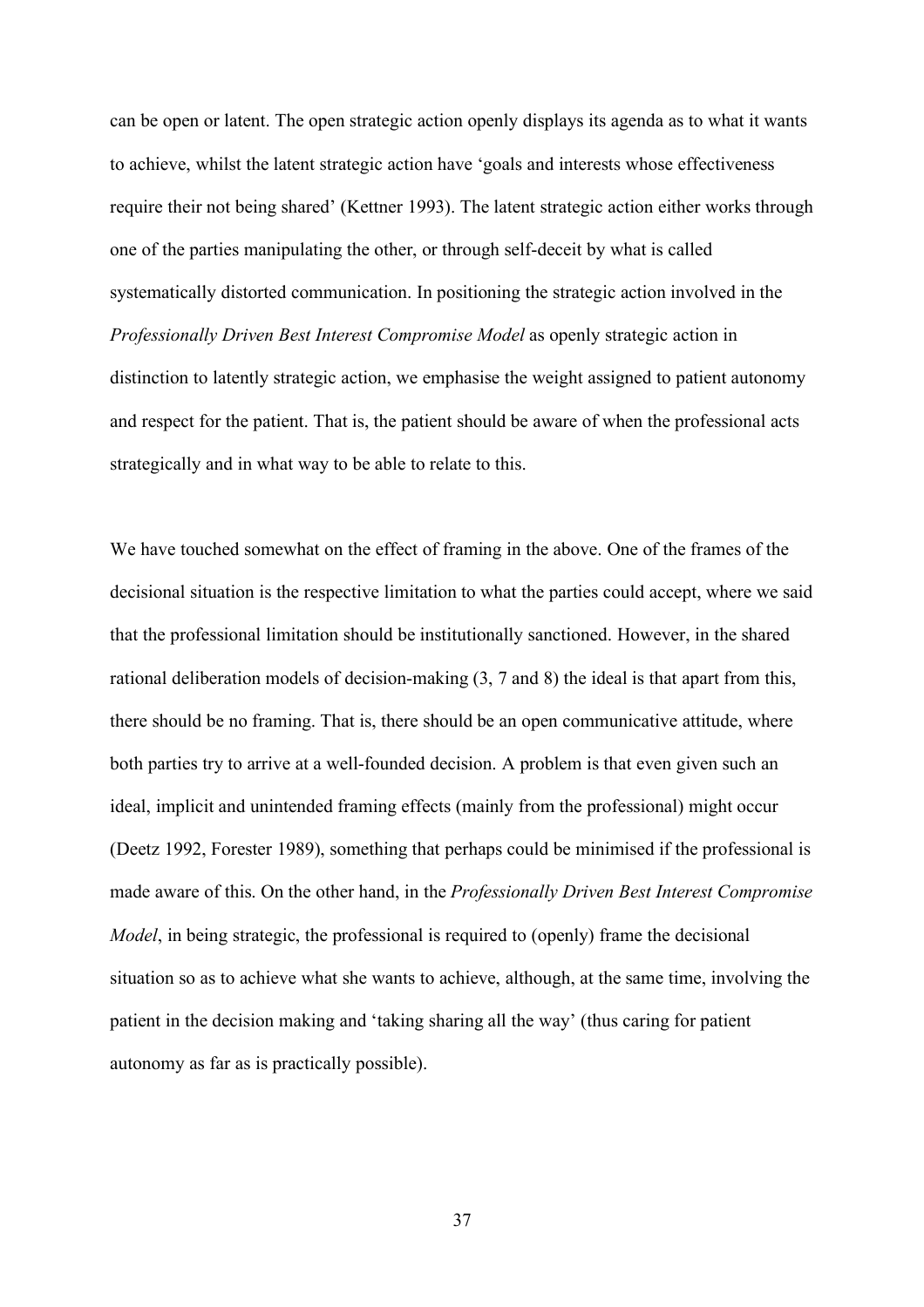can be open or latent. The open strategic action openly displays its agenda as to what it wants to achieve, whilst the latent strategic action have 'goals and interests whose effectiveness require their not being shared' (Kettner 1993). The latent strategic action either works through one of the parties manipulating the other, or through self-deceit by what is called systematically distorted communication. In positioning the strategic action involved in the *Professionally Driven Best Interest Compromise Model* as openly strategic action in distinction to latently strategic action, we emphasise the weight assigned to patient autonomy and respect for the patient. That is, the patient should be aware of when the professional acts strategically and in what way to be able to relate to this.

We have touched somewhat on the effect of framing in the above. One of the frames of the decisional situation is the respective limitation to what the parties could accept, where we said that the professional limitation should be institutionally sanctioned. However, in the shared rational deliberation models of decision-making (3, 7 and 8) the ideal is that apart from this, there should be no framing. That is, there should be an open communicative attitude, where both parties try to arrive at a well-founded decision. A problem is that even given such an ideal, implicit and unintended framing effects (mainly from the professional) might occur (Deetz 1992, Forester 1989), something that perhaps could be minimised if the professional is made aware of this. On the other hand, in the *Professionally Driven Best Interest Compromise Model*, in being strategic, the professional is required to (openly) frame the decisional situation so as to achieve what she wants to achieve, although, at the same time, involving the patient in the decision making and 'taking sharing all the way' (thus caring for patient autonomy as far as is practically possible).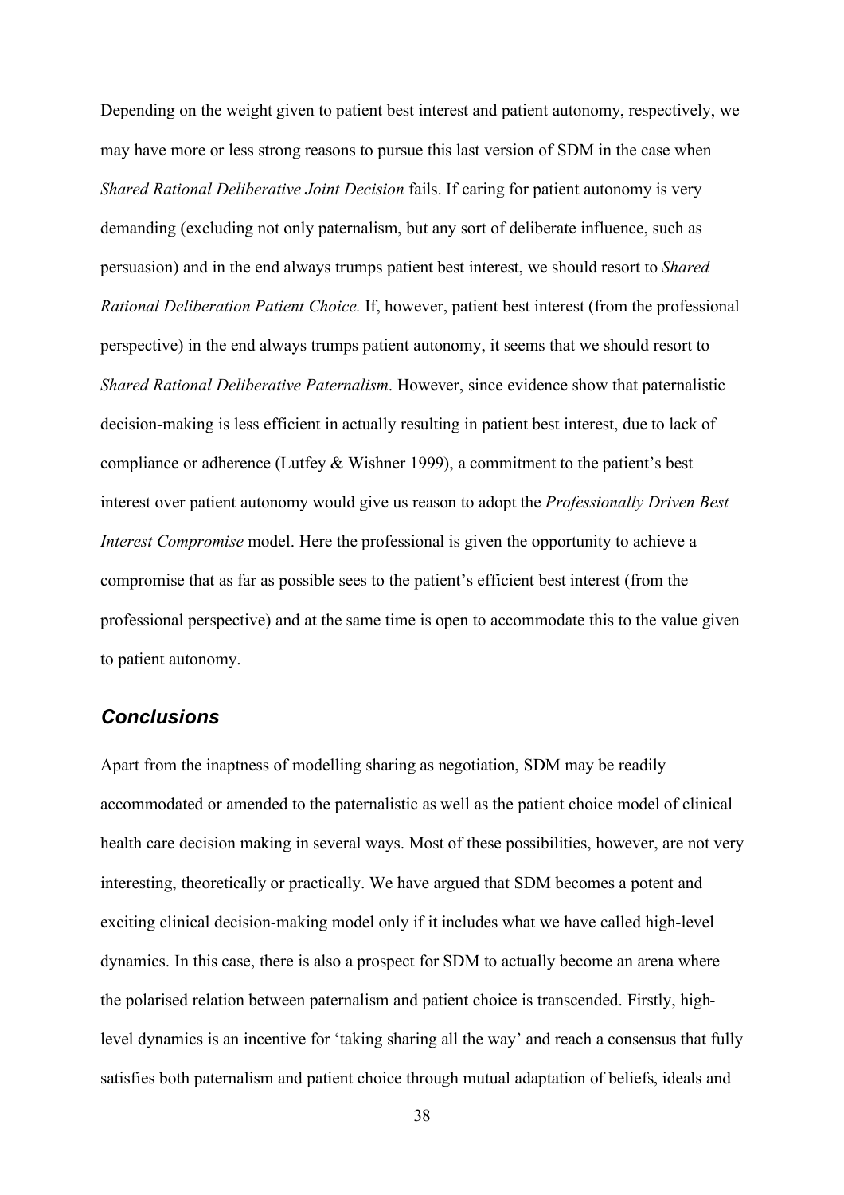Depending on the weight given to patient best interest and patient autonomy, respectively, we may have more or less strong reasons to pursue this last version of SDM in the case when *Shared Rational Deliberative Joint Decision* fails. If caring for patient autonomy is very demanding (excluding not only paternalism, but any sort of deliberate influence, such as persuasion) and in the end always trumps patient best interest, we should resort to *Shared Rational Deliberation Patient Choice.* If, however, patient best interest (from the professional perspective) in the end always trumps patient autonomy, it seems that we should resort to *Shared Rational Deliberative Paternalism*. However, since evidence show that paternalistic decision-making is less efficient in actually resulting in patient best interest, due to lack of compliance or adherence (Lutfey & Wishner 1999), a commitment to the patient's best interest over patient autonomy would give us reason to adopt the *Professionally Driven Best Interest Compromise* model. Here the professional is given the opportunity to achieve a compromise that as far as possible sees to the patient's efficient best interest (from the professional perspective) and at the same time is open to accommodate this to the value given to patient autonomy.

## *Conclusions*

Apart from the inaptness of modelling sharing as negotiation, SDM may be readily accommodated or amended to the paternalistic as well as the patient choice model of clinical health care decision making in several ways. Most of these possibilities, however, are not very interesting, theoretically or practically. We have argued that SDM becomes a potent and exciting clinical decision-making model only if it includes what we have called high-level dynamics. In this case, there is also a prospect for SDM to actually become an arena where the polarised relation between paternalism and patient choice is transcended. Firstly, high-level dynamics is an incentive for 'taking sharing all the way' and reach a consensus that fully satisfies both paternalism and patient choice through mutual adaptation of beliefs, ideals and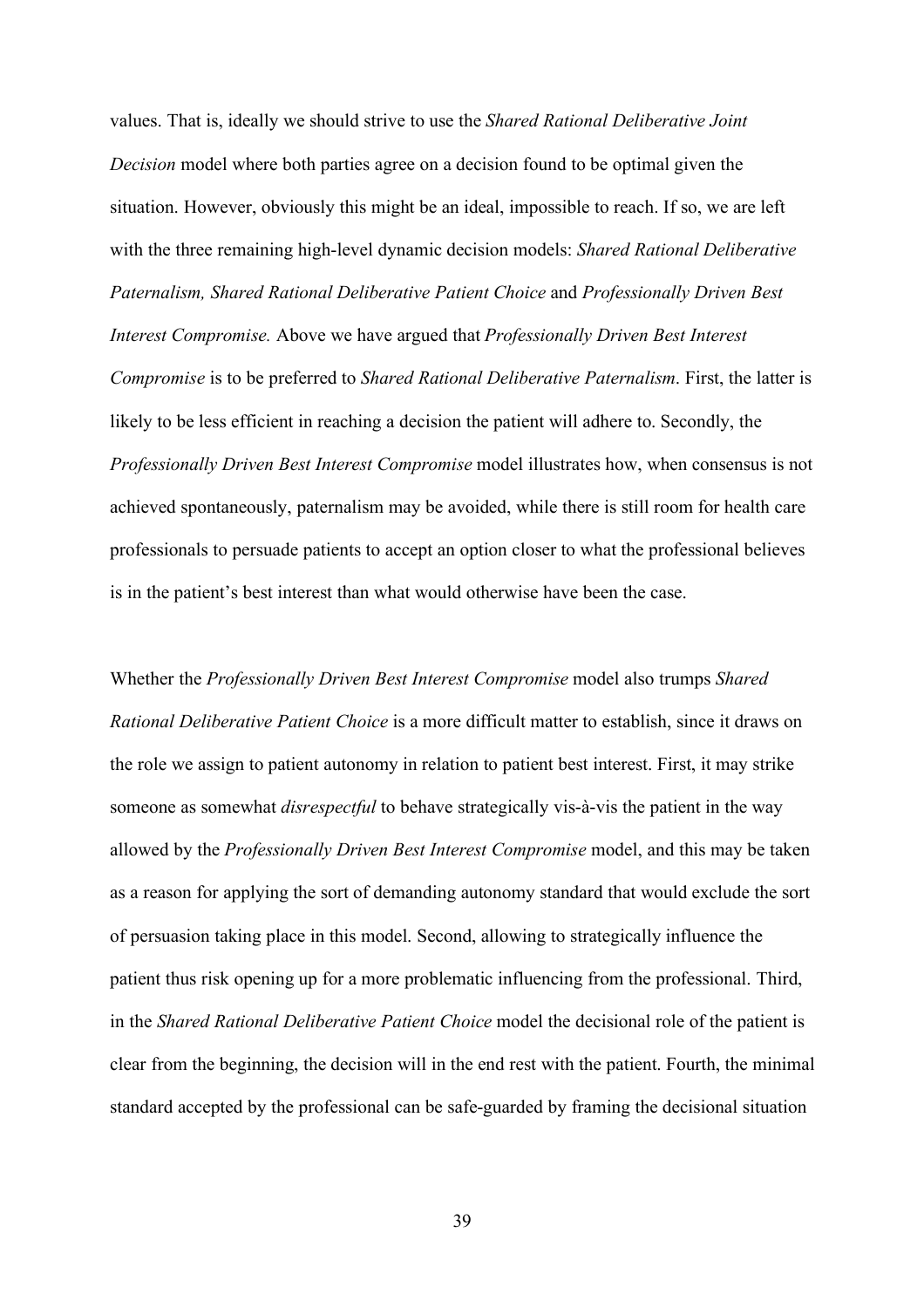values. That is, ideally we should strive to use the *Shared Rational Deliberative Joint Decision* model where both parties agree on a decision found to be optimal given the situation. However, obviously this might be an ideal, impossible to reach. If so, we are left with the three remaining high-level dynamic decision models: *Shared Rational Deliberative Paternalism, Shared Rational Deliberative Patient Choice* and *Professionally Driven Best Interest Compromise.* Above we have argued that *Professionally Driven Best Interest Compromise* is to be preferred to *Shared Rational Deliberative Paternalism*. First, the latter is likely to be less efficient in reaching a decision the patient will adhere to. Secondly, the *Professionally Driven Best Interest Compromise* model illustrates how, when consensus is not achieved spontaneously, paternalism may be avoided, while there is still room for health care professionals to persuade patients to accept an option closer to what the professional believes is in the patient's best interest than what would otherwise have been the case.

Whether the *Professionally Driven Best Interest Compromise* model also trumps *Shared Rational Deliberative Patient Choice* is a more difficult matter to establish, since it draws on the role we assign to patient autonomy in relation to patient best interest. First, it may strike someone as somewhat *disrespectful* to behave strategically vis-à-vis the patient in the way allowed by the *Professionally Driven Best Interest Compromise* model, and this may be taken as a reason for applying the sort of demanding autonomy standard that would exclude the sort of persuasion taking place in this model. Second, allowing to strategically influence the patient thus risk opening up for a more problematic influencing from the professional. Third, in the *Shared Rational Deliberative Patient Choice* model the decisional role of the patient is clear from the beginning, the decision will in the end rest with the patient. Fourth, the minimal standard accepted by the professional can be safe-guarded by framing the decisional situation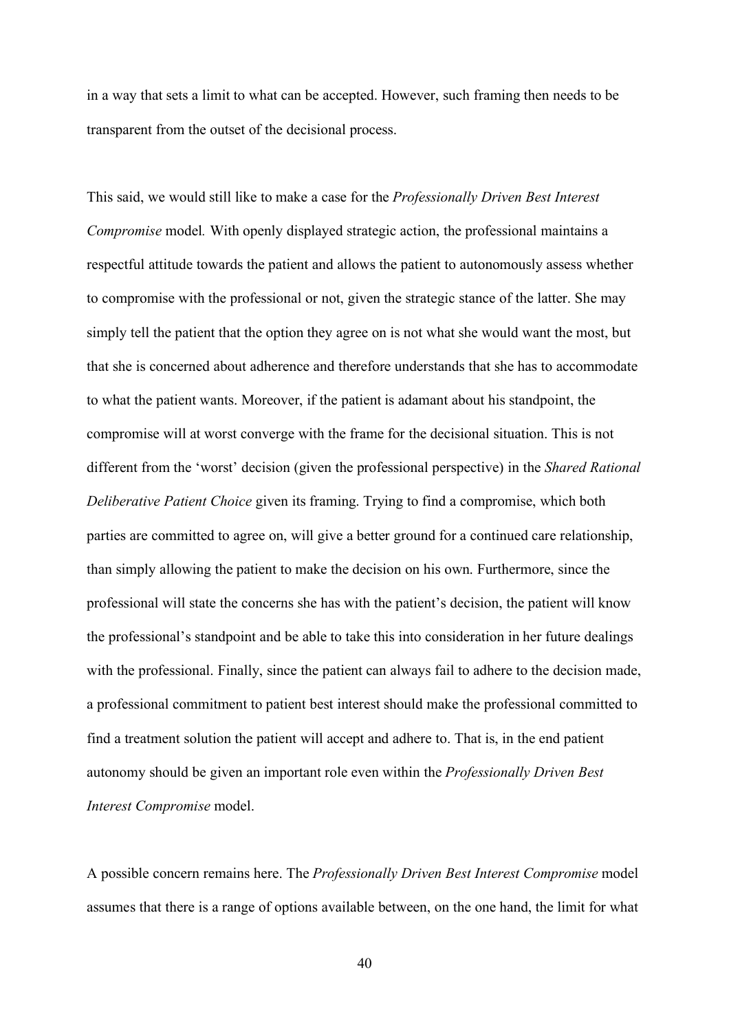in a way that sets a limit to what can be accepted. However, such framing then needs to be transparent from the outset of the decisional process.

This said, we would still like to make a case for the *Professionally Driven Best Interest Compromise* model*.* With openly displayed strategic action, the professional maintains a respectful attitude towards the patient and allows the patient to autonomously assess whether to compromise with the professional or not, given the strategic stance of the latter. She may simply tell the patient that the option they agree on is not what she would want the most, but that she is concerned about adherence and therefore understands that she has to accommodate to what the patient wants. Moreover, if the patient is adamant about his standpoint, the compromise will at worst converge with the frame for the decisional situation. This is not different from the 'worst' decision (given the professional perspective) in the *Shared Rational Deliberative Patient Choice* given its framing. Trying to find a compromise, which both parties are committed to agree on, will give a better ground for a continued care relationship, than simply allowing the patient to make the decision on his own. Furthermore, since the professional will state the concerns she has with the patient's decision, the patient will know the professional's standpoint and be able to take this into consideration in her future dealings with the professional. Finally, since the patient can always fail to adhere to the decision made, a professional commitment to patient best interest should make the professional committed to find a treatment solution the patient will accept and adhere to. That is, in the end patient autonomy should be given an important role even within the *Professionally Driven Best Interest Compromise* model.

A possible concern remains here. The *Professionally Driven Best Interest Compromise* model assumes that there is a range of options available between, on the one hand, the limit for what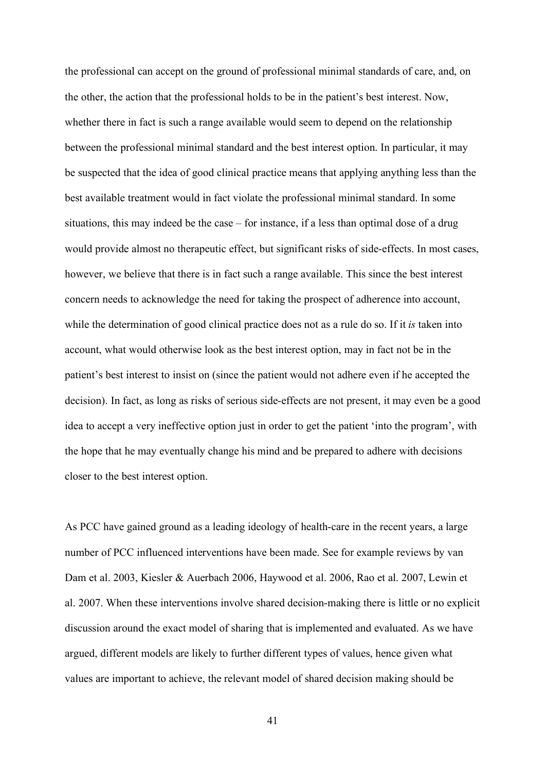the professional can accept on the ground of professional minimal standards of care, and, on the other, the action that the professional holds to be in the patient's best interest. Now, whether there in fact is such a range available would seem to depend on the relationship between the professional minimal standard and the best interest option. In particular, it may be suspected that the idea of good clinical practice means that applying anything less than the best available treatment would in fact violate the professional minimal standard. In some situations, this may indeed be the case – for instance, if a less than optimal dose of a drug would provide almost no therapeutic effect, but significant risks of side-effects. In most cases, however, we believe that there is in fact such a range available. This since the best interest concern needs to acknowledge the need for taking the prospect of adherence into account, while the determination of good clinical practice does not as a rule do so. If it *is* taken into account, what would otherwise look as the best interest option, may in fact not be in the patient's best interest to insist on (since the patient would not adhere even if he accepted the decision). In fact, as long as risks of serious side-effects are not present, it may even be a good idea to accept a very ineffective option just in order to get the patient 'into the program', with the hope that he may eventually change his mind and be prepared to adhere with decisions closer to the best interest option.

As PCC have gained ground as a leading ideology of health-care in the recent years, a large number of PCC influenced interventions have been made. See for example reviews by van Dam et al. 2003, Kiesler & Auerbach 2006, Haywood et al. 2006, Rao et al. 2007, Lewin et al. 2007. When these interventions involve shared decision-making there is little or no explicit discussion around the exact model of sharing that is implemented and evaluated. As we have argued, different models are likely to further different types of values, hence given what values are important to achieve, the relevant model of shared decision making should be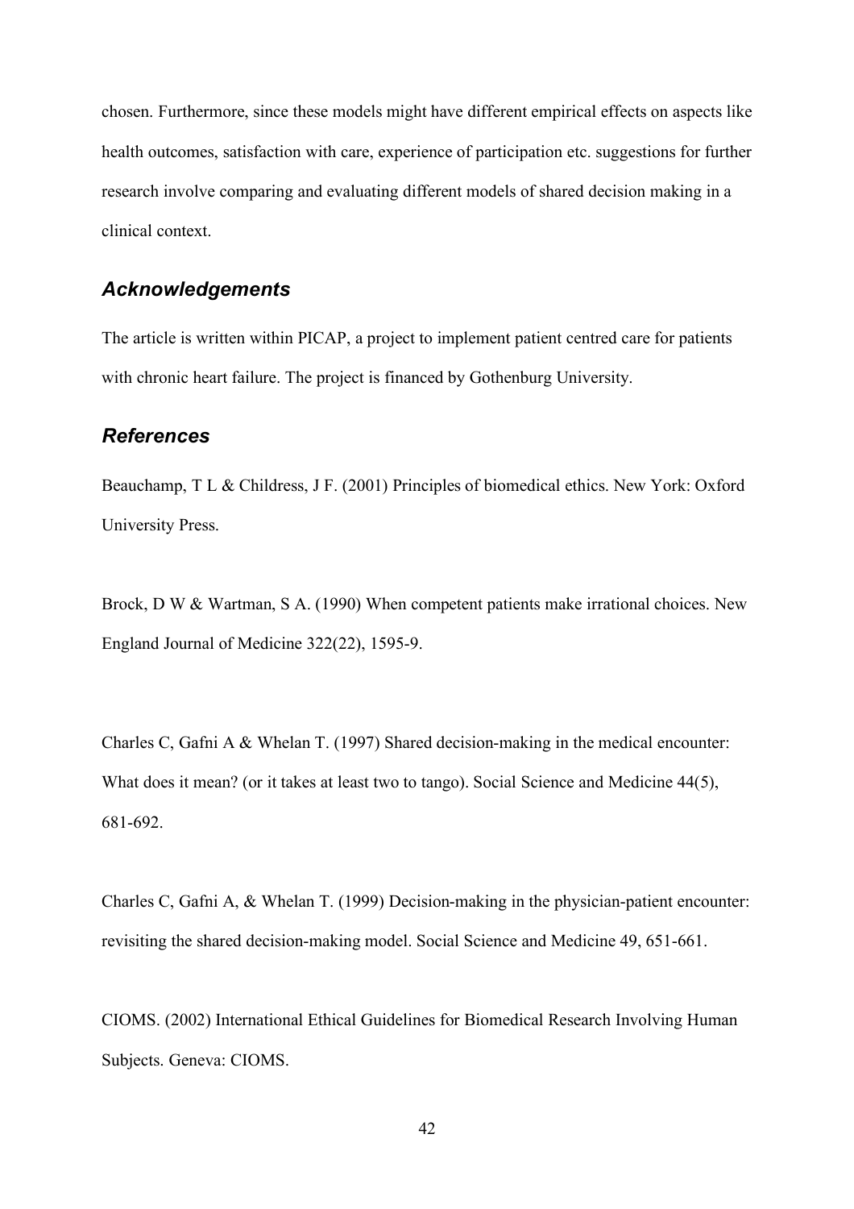chosen. Furthermore, since these models might have different empirical effects on aspects like health outcomes, satisfaction with care, experience of participation etc. suggestions for further research involve comparing and evaluating different models of shared decision making in a clinical context.

## *Acknowledgements*

The article is written within PICAP, a project to implement patient centred care for patients with chronic heart failure. The project is financed by Gothenburg University.

## *References*

Beauchamp, T L & Childress, J F. (2001) Principles of biomedical ethics. New York: Oxford University Press.

Brock, D W & Wartman, S A. (1990) When competent patients make irrational choices. New England Journal of Medicine 322(22), 1595-9.

Charles C, Gafni A & Whelan T. (1997) Shared decision-making in the medical encounter: What does it mean? (or it takes at least two to tango). Social Science and Medicine 44(5), 681-692.

Charles C, Gafni A, & Whelan T. (1999) Decision-making in the physician-patient encounter: revisiting the shared decision-making model. Social Science and Medicine 49, 651-661.

CIOMS. (2002) International Ethical Guidelines for Biomedical Research Involving Human Subjects. Geneva: CIOMS.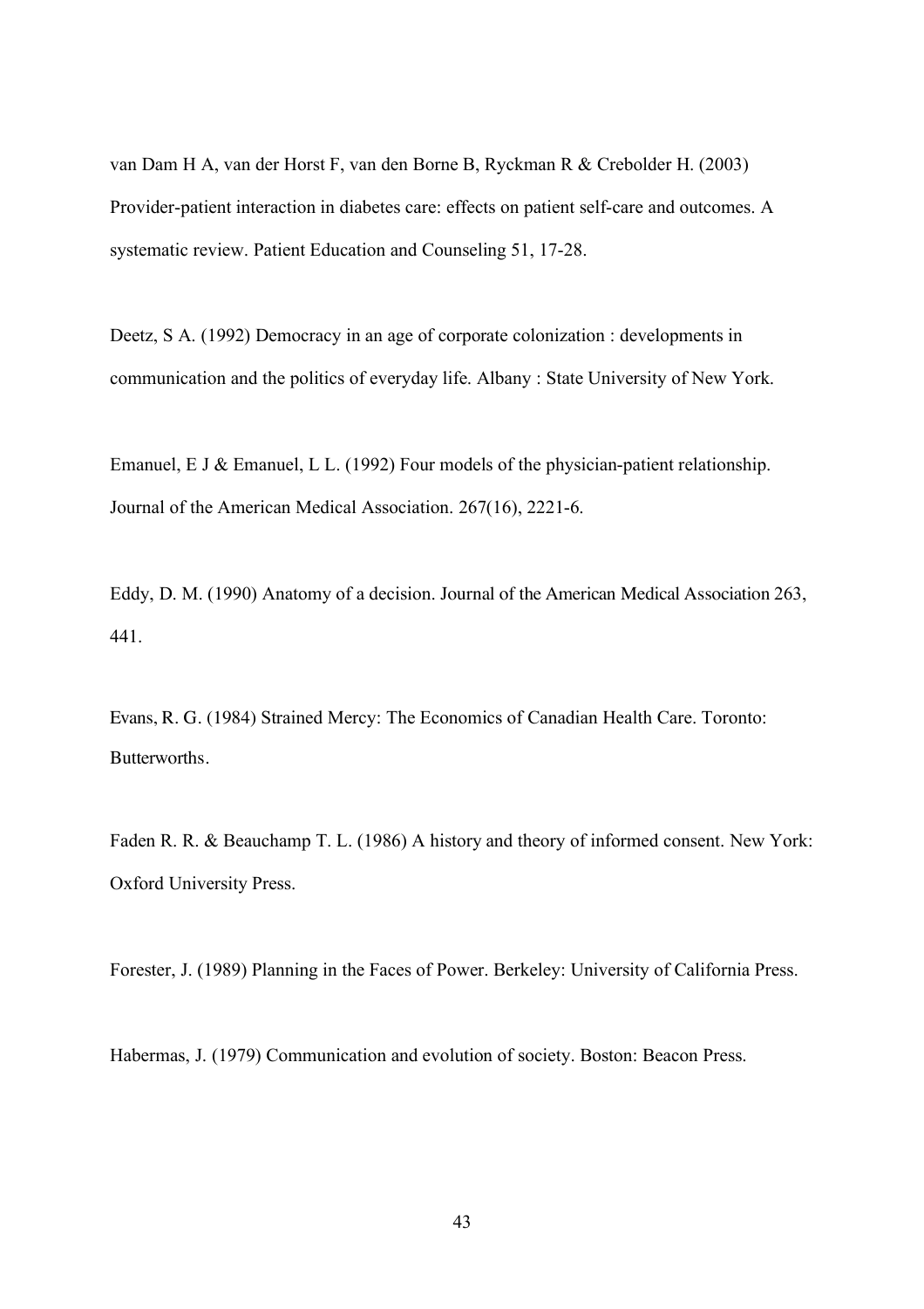van Dam H A, van der Horst F, van den Borne B, Ryckman R & Crebolder H. (2003) Provider-patient interaction in diabetes care: effects on patient self-care and outcomes. A systematic review. Patient Education and Counseling 51, 17-28.

Deetz, S A. (1992) Democracy in an age of corporate colonization : developments in communication and the politics of everyday life. Albany : State University of New York.

Emanuel, E J & Emanuel, L L. (1992) Four models of the physician-patient relationship. Journal of the American Medical Association. 267(16), 2221-6.

Eddy, D. M. (1990) Anatomy of a decision. Journal of the American Medical Association 263, 441.

Evans, R. G. (1984) Strained Mercy: The Economics of Canadian Health Care. Toronto: Butterworths.

Faden R. R. & Beauchamp T. L. (1986) A history and theory of informed consent. New York: Oxford University Press.

Forester, J. (1989) Planning in the Faces of Power. Berkeley: University of California Press.

Habermas, J. (1979) Communication and evolution of society. Boston: Beacon Press.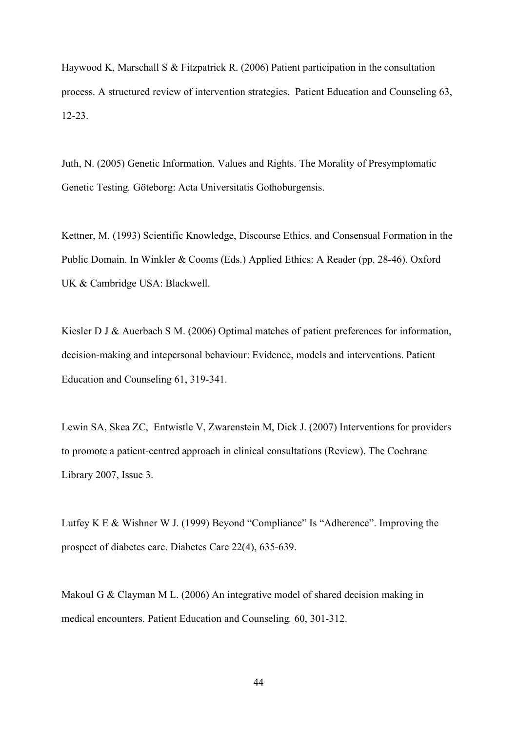Haywood K, Marschall S & Fitzpatrick R. (2006) Patient participation in the consultation process. A structured review of intervention strategies. Patient Education and Counseling 63, 12-23.

Juth, N. (2005) Genetic Information. Values and Rights. The Morality of Presymptomatic Genetic Testing*.* Göteborg: Acta Universitatis Gothoburgensis.

Kettner, M. (1993) Scientific Knowledge, Discourse Ethics, and Consensual Formation in the Public Domain. In Winkler & Cooms (Eds.) Applied Ethics: A Reader (pp. 28-46). Oxford UK & Cambridge USA: Blackwell.

Kiesler D J & Auerbach S M. (2006) Optimal matches of patient preferences for information, decision-making and intepersonal behaviour: Evidence, models and interventions. Patient Education and Counseling 61, 319-341.

Lewin SA, Skea ZC, Entwistle V, Zwarenstein M, Dick J. (2007) Interventions for providers to promote a patient-centred approach in clinical consultations (Review). The Cochrane Library 2007, Issue 3.

Lutfey K E & Wishner W J. (1999) Beyond "Compliance" Is "Adherence". Improving the prospect of diabetes care. Diabetes Care 22(4), 635-639.

Makoul G & Clayman M L. (2006) An integrative model of shared decision making in medical encounters. Patient Education and Counseling*.* 60, 301-312.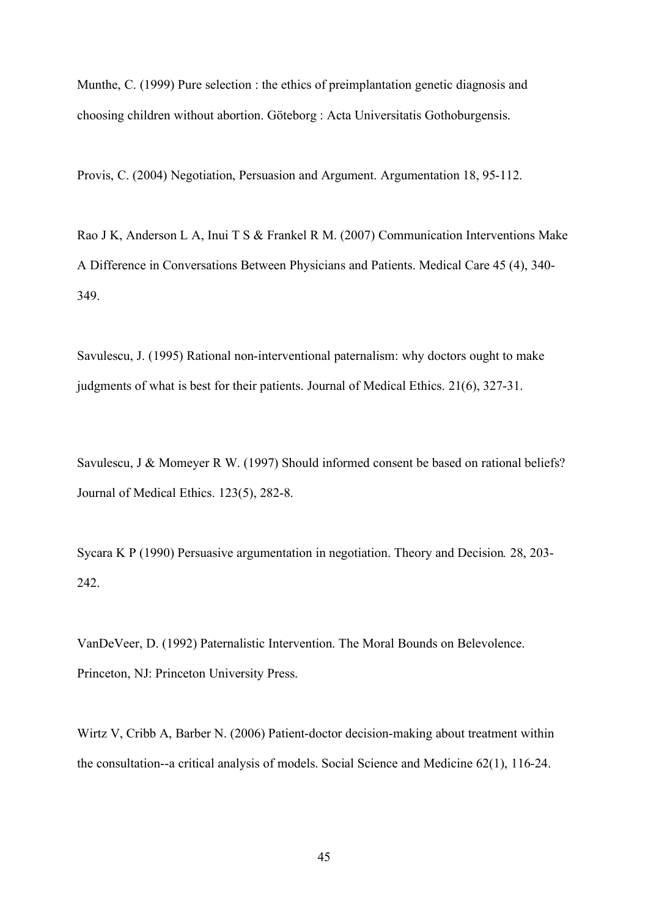Munthe, C. (1999) Pure selection : the ethics of preimplantation genetic diagnosis and choosing children without abortion. Göteborg : Acta Universitatis Gothoburgensis.

Provis, C. (2004) Negotiation, Persuasion and Argument. Argumentation 18, 95-112.

Rao J K, Anderson L A, Inui T S & Frankel R M. (2007) Communication Interventions Make A Difference in Conversations Between Physicians and Patients. Medical Care 45 (4), 340-349.

Savulescu, J. (1995) Rational non-interventional paternalism: why doctors ought to make judgments of what is best for their patients. Journal of Medical Ethics. 21(6), 327-31.

Savulescu, J & Momeyer R W. (1997) Should informed consent be based on rational beliefs? Journal of Medical Ethics. 123(5), 282-8.

Sycara K P (1990) Persuasive argumentation in negotiation. Theory and Decision*.* 28, 203-242.

VanDeVeer, D. (1992) Paternalistic Intervention. The Moral Bounds on Belevolence. Princeton, NJ: Princeton University Press.

Wirtz V, Cribb A, Barber N. (2006) Patient-doctor decision-making about treatment within the consultation--a critical analysis of models. Social Science and Medicine 62(1), 116-24.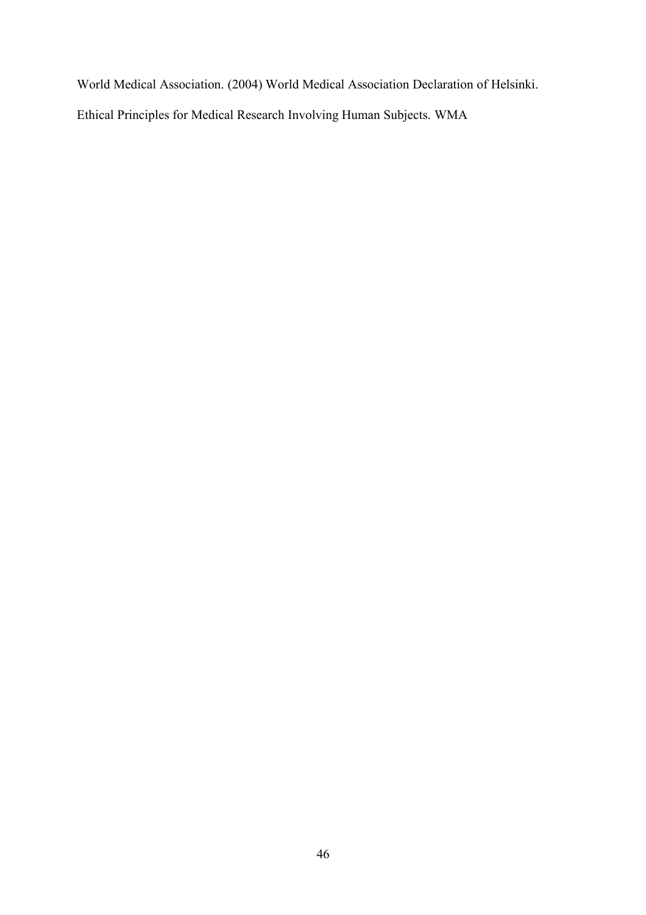World Medical Association. (2004) World Medical Association Declaration of Helsinki. Ethical Principles for Medical Research Involving Human Subjects. WMA